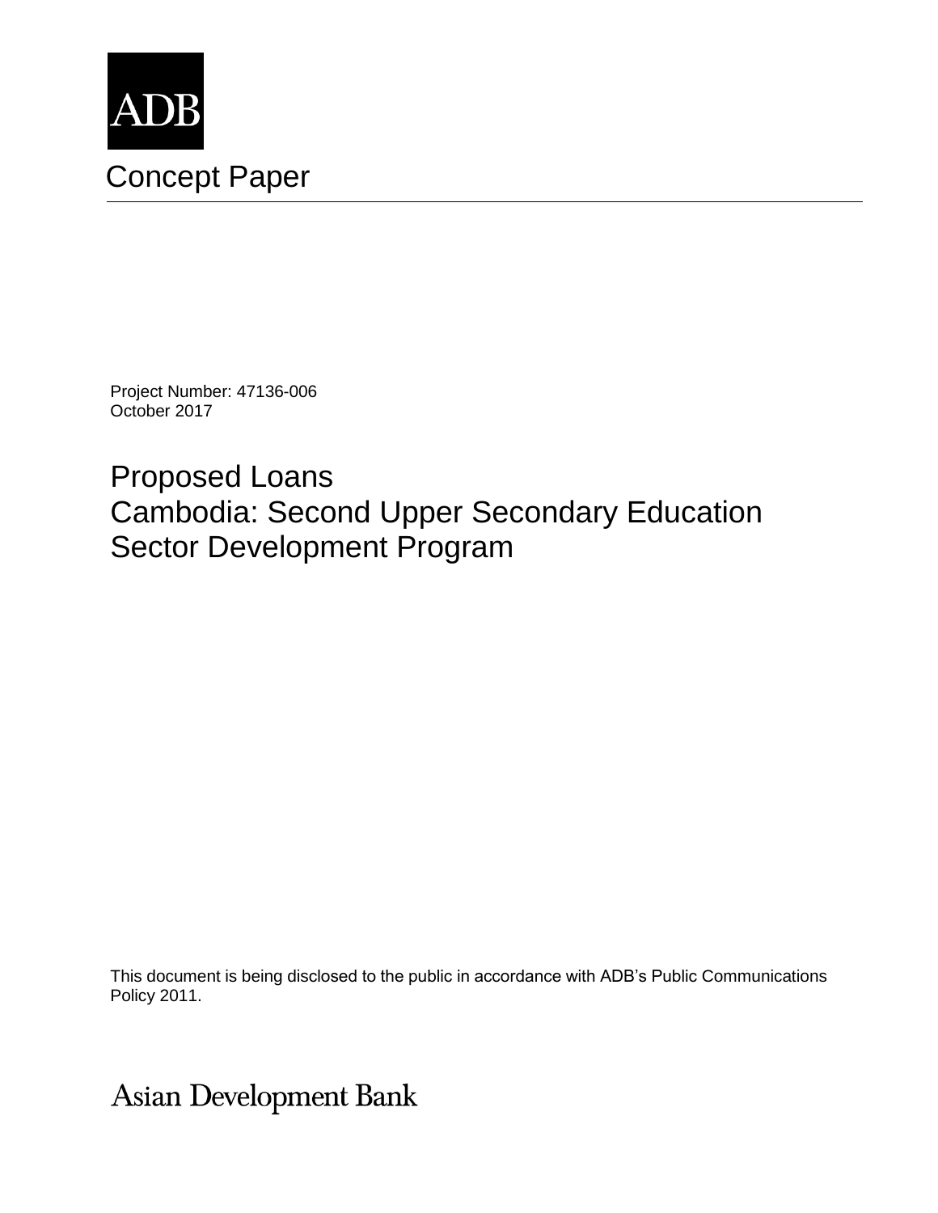ADB

# Concept Paper

Project Number: 47136-006
October 2017

## Proposed Loans
## Cambodia: Second Upper Secondary Education Sector Development Program

This document is being disclosed to the public in accordance with ADB's Public Communications Policy 2011.

Asian Development Bank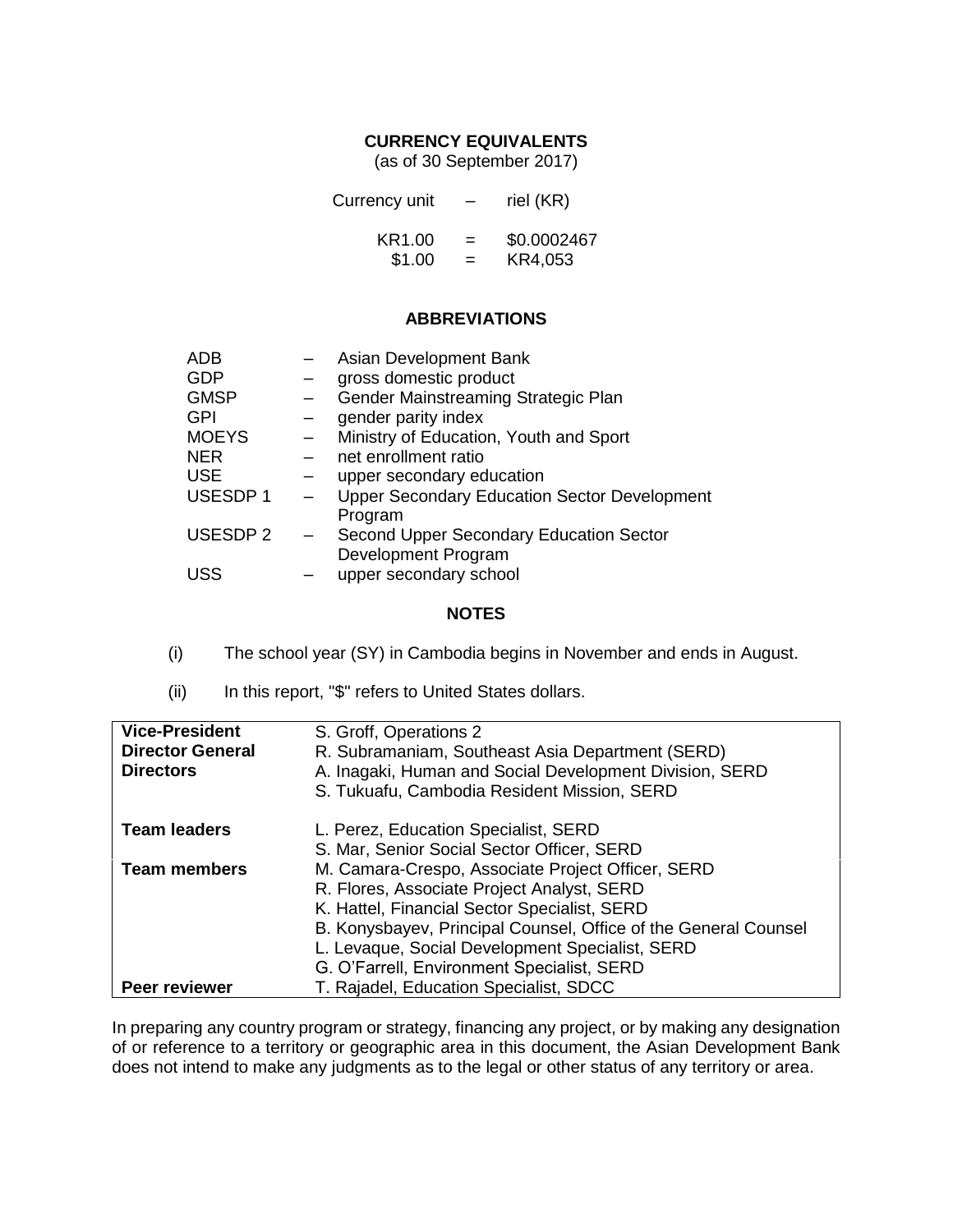## CURRENCY EQUIVALENTS

(as of 30 September 2017)

| | | |
|---|---|---|
| Currency unit | – | riel (KR) |
| KR1.00 | = | \$0.0002467 |
| \$1.00 | = | KR4,053 |

## ABBREVIATIONS

| | | |
|---|---|---|
| ADB | – | Asian Development Bank |
| GDP | – | gross domestic product |
| GMSP | – | Gender Mainstreaming Strategic Plan |
| GPI | – | gender parity index |
| MOEYS | – | Ministry of Education, Youth and Sport |
| NER | – | net enrollment ratio |
| USE | – | upper secondary education |
| USESDP 1 | – | Upper Secondary Education Sector Development Program |
| USESDP 2 | – | Second Upper Secondary Education Sector Development Program |
| USS | – | upper secondary school |

## NOTES

(i) The school year (SY) in Cambodia begins in November and ends in August.

(ii) In this report, "\$" refers to United States dollars.

| | |
|---|---|
| **Vice-President** | S. Groff, Operations 2 |
| **Director General** | R. Subramaniam, Southeast Asia Department (SERD) |
| **Directors** | A. Inagaki, Human and Social Development Division, SERD<br>S. Tukuafu, Cambodia Resident Mission, SERD |
| **Team leaders** | L. Perez, Education Specialist, SERD<br>S. Mar, Senior Social Sector Officer, SERD |
| **Team members** | M. Camara-Crespo, Associate Project Officer, SERD<br>R. Flores, Associate Project Analyst, SERD<br>K. Hattel, Financial Sector Specialist, SERD<br>B. Konysbayev, Principal Counsel, Office of the General Counsel<br>L. Levaque, Social Development Specialist, SERD<br>G. O'Farrell, Environment Specialist, SERD |
| **Peer reviewer** | T. Rajadel, Education Specialist, SDCC |

In preparing any country program or strategy, financing any project, or by making any designation of or reference to a territory or geographic area in this document, the Asian Development Bank does not intend to make any judgments as to the legal or other status of any territory or area.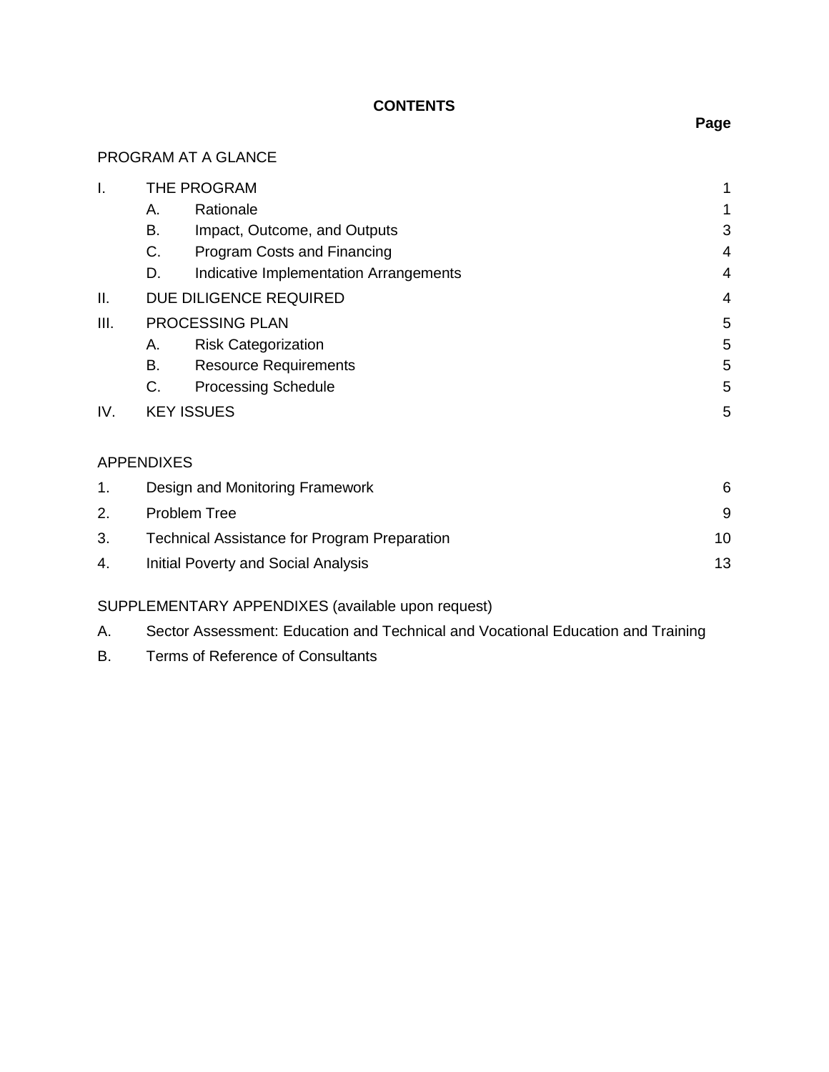# CONTENTS

| | | | Page |
|---|---|---|---|
| PROGRAM AT A GLANCE | | | |
| I. | THE PROGRAM | | 1 |
| | A. | Rationale | 1 |
| | B. | Impact, Outcome, and Outputs | 3 |
| | C. | Program Costs and Financing | 4 |
| | D. | Indicative Implementation Arrangements | 4 |
| II. | DUE DILIGENCE REQUIRED | | 4 |
| III. | PROCESSING PLAN | | 5 |
| | A. | Risk Categorization | 5 |
| | B. | Resource Requirements | 5 |
| | C. | Processing Schedule | 5 |
| IV. | KEY ISSUES | | 5 |

APPENDIXES

| | | |
|---|---|---|
| 1. | Design and Monitoring Framework | 6 |
| 2. | Problem Tree | 9 |
| 3. | Technical Assistance for Program Preparation | 10 |
| 4. | Initial Poverty and Social Analysis | 13 |

SUPPLEMENTARY APPENDIXES (available upon request)

A. Sector Assessment: Education and Technical and Vocational Education and Training

B. Terms of Reference of Consultants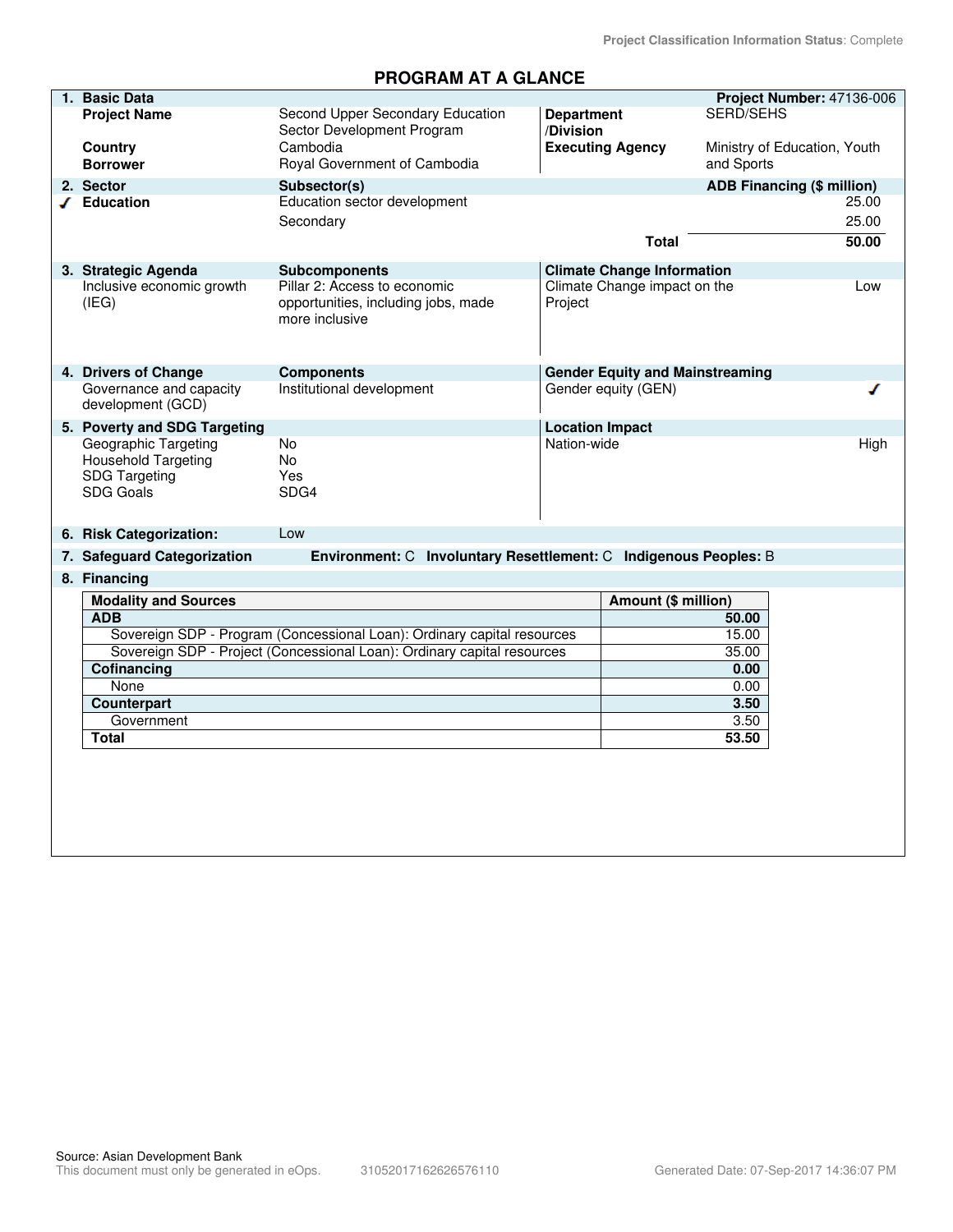Project Classification Information Status: Complete

# PROGRAM AT A GLANCE

## 1. Basic Data

**Project Number:** 47136-006

| | | | |
|---|---|---|---|
| **Project Name** | Second Upper Secondary Education Sector Development Program | **Department /Division** | SERD/SEHS |
| **Country** | Cambodia | **Executing Agency** | Ministry of Education, Youth and Sports |
| **Borrower** | Royal Government of Cambodia | | |

## 2. Sector

| Sector | Subsector(s) | ADB Financing ($ million) |
|---|---|---|
| ✓ **Education** | Education sector development | 25.00 |
| | Secondary | 25.00 |
| | **Total** | **50.00** |

## 3. Strategic Agenda

| Strategic Agenda | Subcomponents | Climate Change Information | |
|---|---|---|---|
| Inclusive economic growth (IEG) | Pillar 2: Access to economic opportunities, including jobs, made more inclusive | Climate Change impact on the Project | Low |

## 4. Drivers of Change

| Drivers of Change | Components | Gender Equity and Mainstreaming | |
|---|---|---|---|
| Governance and capacity development (GCD) | Institutional development | Gender equity (GEN) | ✓ |

## 5. Poverty and SDG Targeting

| Poverty and SDG Targeting | | Location Impact | |
|---|---|---|---|
| Geographic Targeting | No | Nation-wide | High |
| Household Targeting | No | | |
| SDG Targeting | Yes | | |
| SDG Goals | SDG4 | | |

## 6. Risk Categorization: Low

## 7. Safeguard Categorization

**Environment:** C **Involuntary Resettlement:** C **Indigenous Peoples:** B

## 8. Financing

| Modality and Sources | Amount ($ million) |
|---|---|
| **ADB** | **50.00** |
| Sovereign SDP - Program (Concessional Loan): Ordinary capital resources | 15.00 |
| Sovereign SDP - Project (Concessional Loan): Ordinary capital resources | 35.00 |
| **Cofinancing** | **0.00** |
| None | 0.00 |
| **Counterpart** | **3.50** |
| Government | 3.50 |
| **Total** | **53.50** |

Source: Asian Development Bank

This document must only be generated in eOps. 31052017162626576110 Generated Date: 07-Sep-2017 14:36:07 PM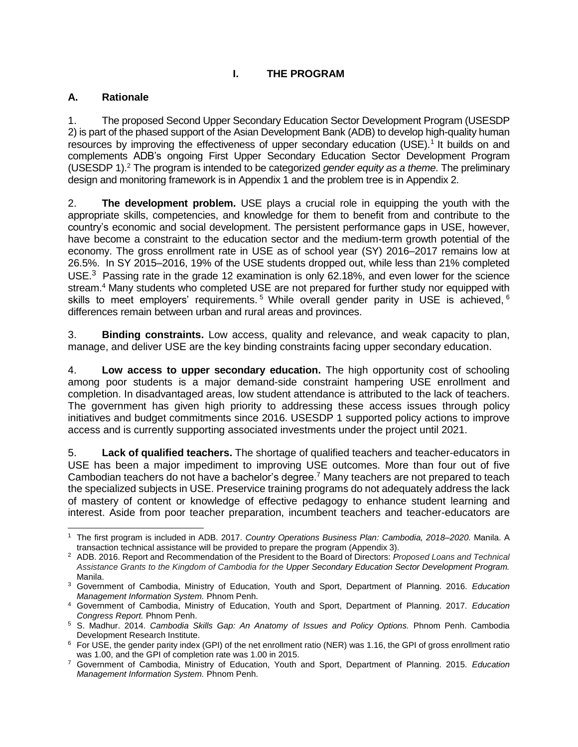# I. THE PROGRAM

## A. Rationale

1. The proposed Second Upper Secondary Education Sector Development Program (USESDP 2) is part of the phased support of the Asian Development Bank (ADB) to develop high-quality human resources by improving the effectiveness of upper secondary education (USE).[1] It builds on and complements ADB's ongoing First Upper Secondary Education Sector Development Program (USESDP 1).[2] The program is intended to be categorized *gender equity as a theme*. The preliminary design and monitoring framework is in Appendix 1 and the problem tree is in Appendix 2.

2. **The development problem.** USE plays a crucial role in equipping the youth with the appropriate skills, competencies, and knowledge for them to benefit from and contribute to the country's economic and social development. The persistent performance gaps in USE, however, have become a constraint to the education sector and the medium-term growth potential of the economy. The gross enrollment rate in USE as of school year (SY) 2016–2017 remains low at 26.5%. In SY 2015–2016, 19% of the USE students dropped out, while less than 21% completed USE.[3] Passing rate in the grade 12 examination is only 62.18%, and even lower for the science stream.[4] Many students who completed USE are not prepared for further study nor equipped with skills to meet employers' requirements.[5] While overall gender parity in USE is achieved,[6] differences remain between urban and rural areas and provinces.

3. **Binding constraints.** Low access, quality and relevance, and weak capacity to plan, manage, and deliver USE are the key binding constraints facing upper secondary education.

4. **Low access to upper secondary education.** The high opportunity cost of schooling among poor students is a major demand-side constraint hampering USE enrollment and completion. In disadvantaged areas, low student attendance is attributed to the lack of teachers. The government has given high priority to addressing these access issues through policy initiatives and budget commitments since 2016. USESDP 1 supported policy actions to improve access and is currently supporting associated investments under the project until 2021.

5. **Lack of qualified teachers.** The shortage of qualified teachers and teacher-educators in USE has been a major impediment to improving USE outcomes. More than four out of five Cambodian teachers do not have a bachelor's degree.[7] Many teachers are not prepared to teach the specialized subjects in USE. Preservice training programs do not adequately address the lack of mastery of content or knowledge of effective pedagogy to enhance student learning and interest. Aside from poor teacher preparation, incumbent teachers and teacher-educators are

---

[1] The first program is included in ADB. 2017. *Country Operations Business Plan: Cambodia, 2018–2020.* Manila. A transaction technical assistance will be provided to prepare the program (Appendix 3).

[2] ADB. 2016. Report and Recommendation of the President to the Board of Directors: *Proposed Loans and Technical Assistance Grants to the Kingdom of Cambodia for the Upper Secondary Education Sector Development Program.* Manila.

[3] Government of Cambodia, Ministry of Education, Youth and Sport, Department of Planning. 2016. *Education Management Information System.* Phnom Penh.

[4] Government of Cambodia, Ministry of Education, Youth and Sport, Department of Planning. 2017. *Education Congress Report.* Phnom Penh.

[5] S. Madhur. 2014. *Cambodia Skills Gap: An Anatomy of Issues and Policy Options.* Phnom Penh. Cambodia Development Research Institute.

[6] For USE, the gender parity index (GPI) of the net enrollment ratio (NER) was 1.16, the GPI of gross enrollment ratio was 1.00, and the GPI of completion rate was 1.00 in 2015.

[7] Government of Cambodia, Ministry of Education, Youth and Sport, Department of Planning. 2015. *Education Management Information System.* Phnom Penh.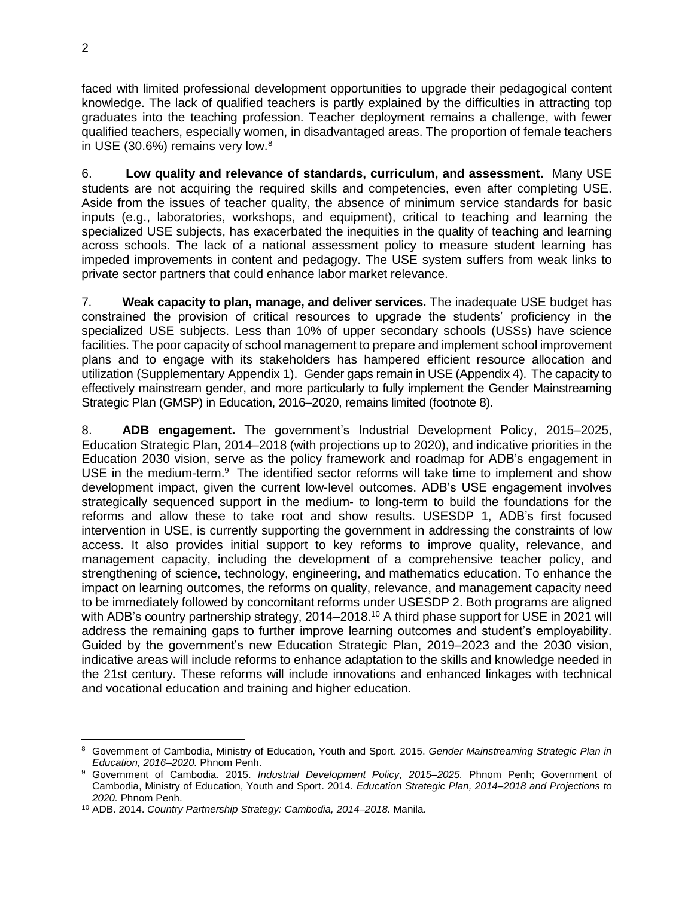faced with limited professional development opportunities to upgrade their pedagogical content knowledge. The lack of qualified teachers is partly explained by the difficulties in attracting top graduates into the teaching profession. Teacher deployment remains a challenge, with fewer qualified teachers, especially women, in disadvantaged areas. The proportion of female teachers in USE (30.6%) remains very low.[8]

6. **Low quality and relevance of standards, curriculum, and assessment.** Many USE students are not acquiring the required skills and competencies, even after completing USE. Aside from the issues of teacher quality, the absence of minimum service standards for basic inputs (e.g., laboratories, workshops, and equipment), critical to teaching and learning the specialized USE subjects, has exacerbated the inequities in the quality of teaching and learning across schools. The lack of a national assessment policy to measure student learning has impeded improvements in content and pedagogy. The USE system suffers from weak links to private sector partners that could enhance labor market relevance.

7. **Weak capacity to plan, manage, and deliver services.** The inadequate USE budget has constrained the provision of critical resources to upgrade the students' proficiency in the specialized USE subjects. Less than 10% of upper secondary schools (USSs) have science facilities. The poor capacity of school management to prepare and implement school improvement plans and to engage with its stakeholders has hampered efficient resource allocation and utilization (Supplementary Appendix 1). Gender gaps remain in USE (Appendix 4). The capacity to effectively mainstream gender, and more particularly to fully implement the Gender Mainstreaming Strategic Plan (GMSP) in Education, 2016–2020, remains limited (footnote 8).

8. **ADB engagement.** The government's Industrial Development Policy, 2015–2025, Education Strategic Plan, 2014–2018 (with projections up to 2020), and indicative priorities in the Education 2030 vision, serve as the policy framework and roadmap for ADB's engagement in USE in the medium-term.[9] The identified sector reforms will take time to implement and show development impact, given the current low-level outcomes. ADB's USE engagement involves strategically sequenced support in the medium- to long-term to build the foundations for the reforms and allow these to take root and show results. USESDP 1, ADB's first focused intervention in USE, is currently supporting the government in addressing the constraints of low access. It also provides initial support to key reforms to improve quality, relevance, and management capacity, including the development of a comprehensive teacher policy, and strengthening of science, technology, engineering, and mathematics education. To enhance the impact on learning outcomes, the reforms on quality, relevance, and management capacity need to be immediately followed by concomitant reforms under USESDP 2. Both programs are aligned with ADB's country partnership strategy, 2014–2018.[10] A third phase support for USE in 2021 will address the remaining gaps to further improve learning outcomes and student's employability. Guided by the government's new Education Strategic Plan, 2019–2023 and the 2030 vision, indicative areas will include reforms to enhance adaptation to the skills and knowledge needed in the 21st century. These reforms will include innovations and enhanced linkages with technical and vocational education and training and higher education.

---

[8] Government of Cambodia, Ministry of Education, Youth and Sport. 2015. *Gender Mainstreaming Strategic Plan in Education, 2016–2020.* Phnom Penh.

[9] Government of Cambodia. 2015. *Industrial Development Policy, 2015–2025.* Phnom Penh; Government of Cambodia, Ministry of Education, Youth and Sport. 2014. *Education Strategic Plan, 2014–2018 and Projections to 2020.* Phnom Penh.

[10] ADB. 2014. *Country Partnership Strategy: Cambodia, 2014–2018.* Manila.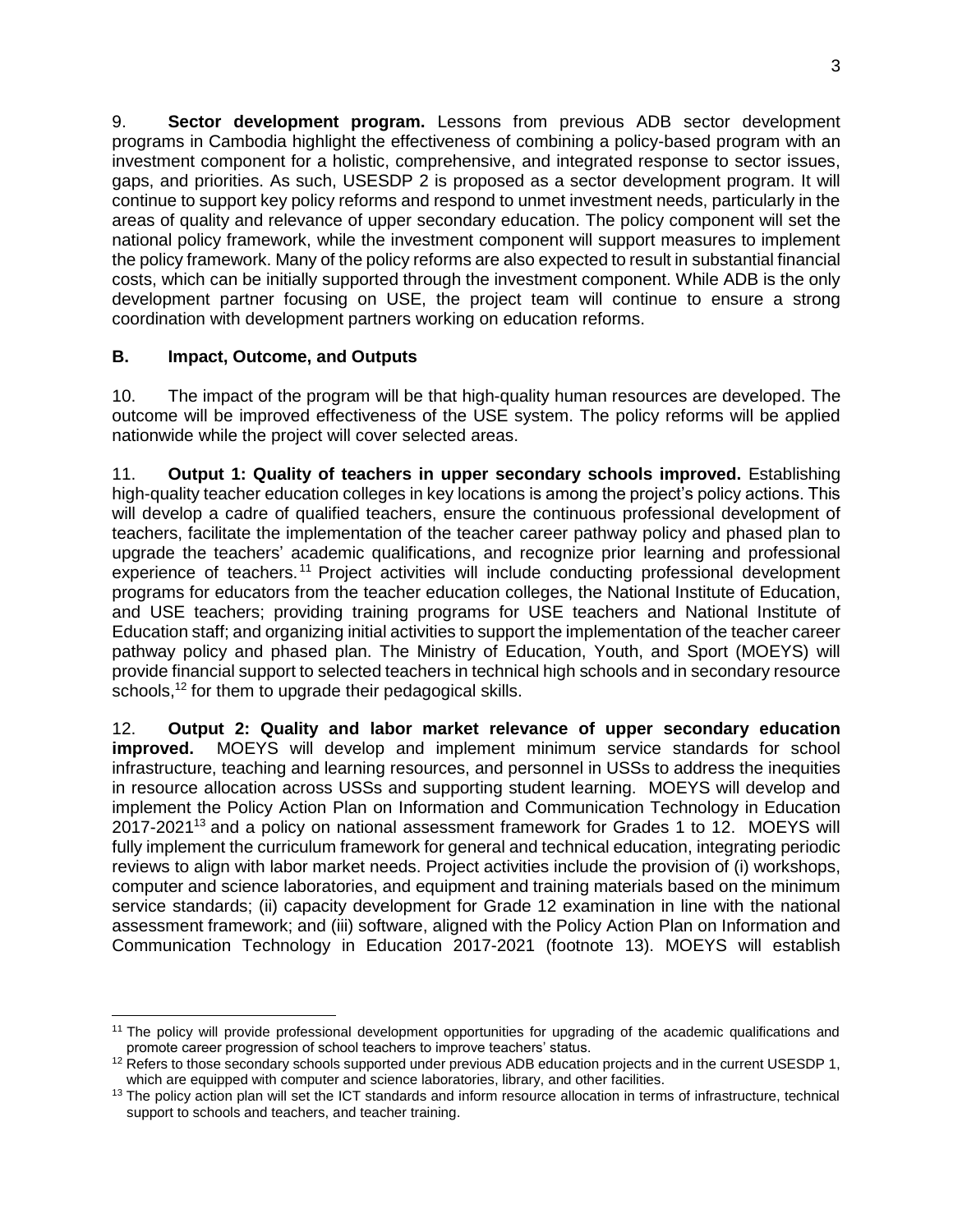9. **Sector development program.** Lessons from previous ADB sector development programs in Cambodia highlight the effectiveness of combining a policy-based program with an investment component for a holistic, comprehensive, and integrated response to sector issues, gaps, and priorities. As such, USESDP 2 is proposed as a sector development program. It will continue to support key policy reforms and respond to unmet investment needs, particularly in the areas of quality and relevance of upper secondary education. The policy component will set the national policy framework, while the investment component will support measures to implement the policy framework. Many of the policy reforms are also expected to result in substantial financial costs, which can be initially supported through the investment component. While ADB is the only development partner focusing on USE, the project team will continue to ensure a strong coordination with development partners working on education reforms.

## B. Impact, Outcome, and Outputs

10. The impact of the program will be that high-quality human resources are developed. The outcome will be improved effectiveness of the USE system. The policy reforms will be applied nationwide while the project will cover selected areas.

11. **Output 1: Quality of teachers in upper secondary schools improved.** Establishing high-quality teacher education colleges in key locations is among the project's policy actions. This will develop a cadre of qualified teachers, ensure the continuous professional development of teachers, facilitate the implementation of the teacher career pathway policy and phased plan to upgrade the teachers' academic qualifications, and recognize prior learning and professional experience of teachers.[11] Project activities will include conducting professional development programs for educators from the teacher education colleges, the National Institute of Education, and USE teachers; providing training programs for USE teachers and National Institute of Education staff; and organizing initial activities to support the implementation of the teacher career pathway policy and phased plan. The Ministry of Education, Youth, and Sport (MOEYS) will provide financial support to selected teachers in technical high schools and in secondary resource schools,[12] for them to upgrade their pedagogical skills.

12. **Output 2: Quality and labor market relevance of upper secondary education improved.** MOEYS will develop and implement minimum service standards for school infrastructure, teaching and learning resources, and personnel in USSs to address the inequities in resource allocation across USSs and supporting student learning. MOEYS will develop and implement the Policy Action Plan on Information and Communication Technology in Education 2017-2021[13] and a policy on national assessment framework for Grades 1 to 12. MOEYS will fully implement the curriculum framework for general and technical education, integrating periodic reviews to align with labor market needs. Project activities include the provision of (i) workshops, computer and science laboratories, and equipment and training materials based on the minimum service standards; (ii) capacity development for Grade 12 examination in line with the national assessment framework; and (iii) software, aligned with the Policy Action Plan on Information and Communication Technology in Education 2017-2021 (footnote 13). MOEYS will establish

---

[11] The policy will provide professional development opportunities for upgrading of the academic qualifications and promote career progression of school teachers to improve teachers' status.

[12] Refers to those secondary schools supported under previous ADB education projects and in the current USESDP 1, which are equipped with computer and science laboratories, library, and other facilities.

[13] The policy action plan will set the ICT standards and inform resource allocation in terms of infrastructure, technical support to schools and teachers, and teacher training.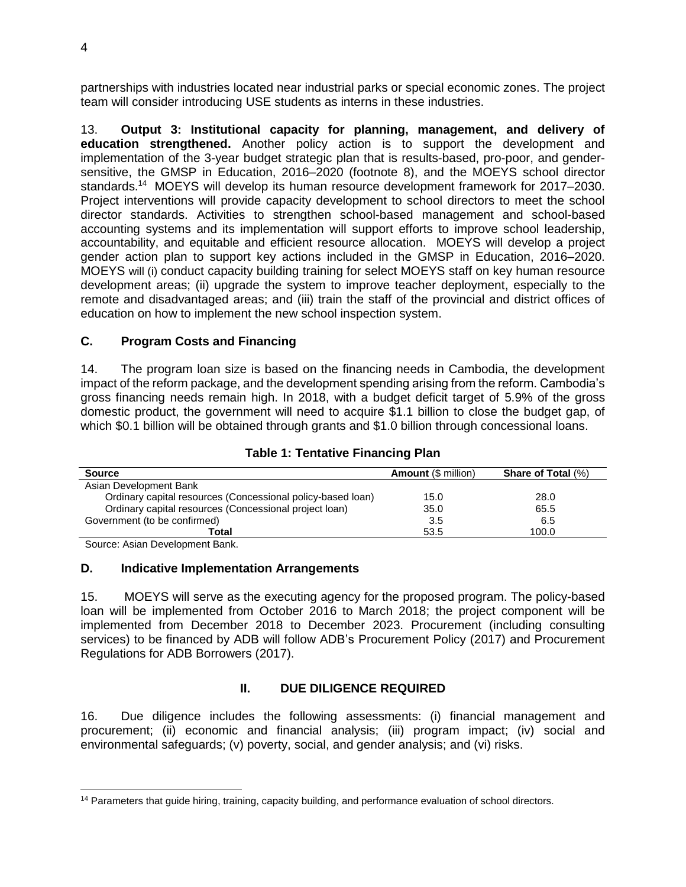partnerships with industries located near industrial parks or special economic zones. The project team will consider introducing USE students as interns in these industries.

13. **Output 3: Institutional capacity for planning, management, and delivery of education strengthened.** Another policy action is to support the development and implementation of the 3-year budget strategic plan that is results-based, pro-poor, and gender-sensitive, the GMSP in Education, 2016–2020 (footnote 8), and the MOEYS school director standards.[14] MOEYS will develop its human resource development framework for 2017–2030. Project interventions will provide capacity development to school directors to meet the school director standards. Activities to strengthen school-based management and school-based accounting systems and its implementation will support efforts to improve school leadership, accountability, and equitable and efficient resource allocation. MOEYS will develop a project gender action plan to support key actions included in the GMSP in Education, 2016–2020. MOEYS will (i) conduct capacity building training for select MOEYS staff on key human resource development areas; (ii) upgrade the system to improve teacher deployment, especially to the remote and disadvantaged areas; and (iii) train the staff of the provincial and district offices of education on how to implement the new school inspection system.

### C. Program Costs and Financing

14. The program loan size is based on the financing needs in Cambodia, the development impact of the reform package, and the development spending arising from the reform. Cambodia's gross financing needs remain high. In 2018, with a budget deficit target of 5.9% of the gross domestic product, the government will need to acquire $1.1 billion to close the budget gap, of which $0.1 billion will be obtained through grants and $1.0 billion through concessional loans.

**Table 1: Tentative Financing Plan**

| Source | Amount ($ million) | Share of Total (%) |
|---|---|---|
| Asian Development Bank | | |
| Ordinary capital resources (Concessional policy-based loan) | 15.0 | 28.0 |
| Ordinary capital resources (Concessional project loan) | 35.0 | 65.5 |
| Government (to be confirmed) | 3.5 | 6.5 |
| **Total** | 53.5 | 100.0 |

Source: Asian Development Bank.

### D. Indicative Implementation Arrangements

15. MOEYS will serve as the executing agency for the proposed program. The policy-based loan will be implemented from October 2016 to March 2018; the project component will be implemented from December 2018 to December 2023. Procurement (including consulting services) to be financed by ADB will follow ADB's Procurement Policy (2017) and Procurement Regulations for ADB Borrowers (2017).

## II. DUE DILIGENCE REQUIRED

16. Due diligence includes the following assessments: (i) financial management and procurement; (ii) economic and financial analysis; (iii) program impact; (iv) social and environmental safeguards; (v) poverty, social, and gender analysis; and (vi) risks.

[14] Parameters that guide hiring, training, capacity building, and performance evaluation of school directors.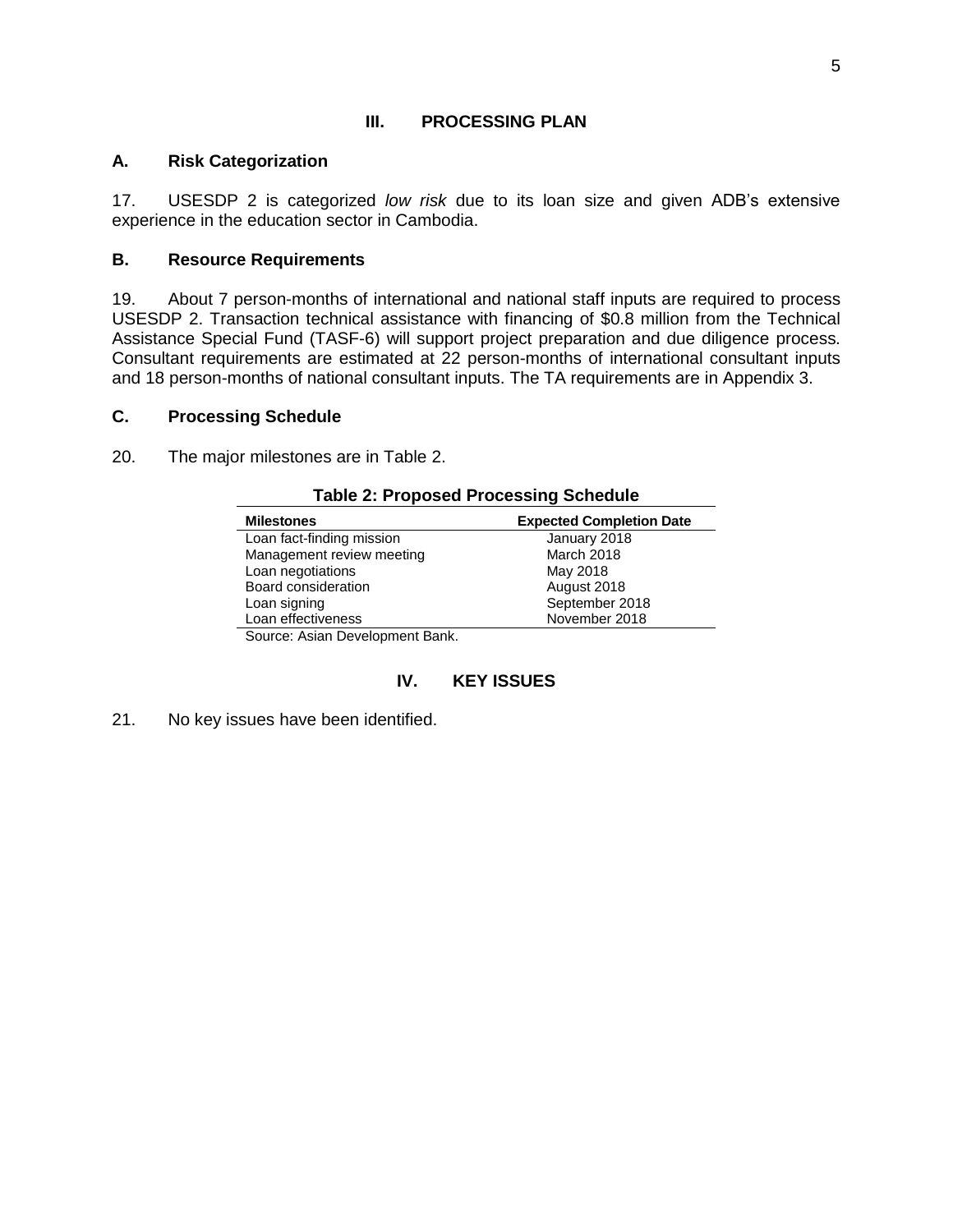## III. PROCESSING PLAN

### A. Risk Categorization

17. USESDP 2 is categorized *low risk* due to its loan size and given ADB's extensive experience in the education sector in Cambodia.

### B. Resource Requirements

19. About 7 person-months of international and national staff inputs are required to process USESDP 2. Transaction technical assistance with financing of $0.8 million from the Technical Assistance Special Fund (TASF-6) will support project preparation and due diligence process. Consultant requirements are estimated at 22 person-months of international consultant inputs and 18 person-months of national consultant inputs. The TA requirements are in Appendix 3.

### C. Processing Schedule

20. The major milestones are in Table 2.

**Table 2: Proposed Processing Schedule**

| Milestones | Expected Completion Date |
| --- | --- |
| Loan fact-finding mission | January 2018 |
| Management review meeting | March 2018 |
| Loan negotiations | May 2018 |
| Board consideration | August 2018 |
| Loan signing | September 2018 |
| Loan effectiveness | November 2018 |

Source: Asian Development Bank.

## IV. KEY ISSUES

21. No key issues have been identified.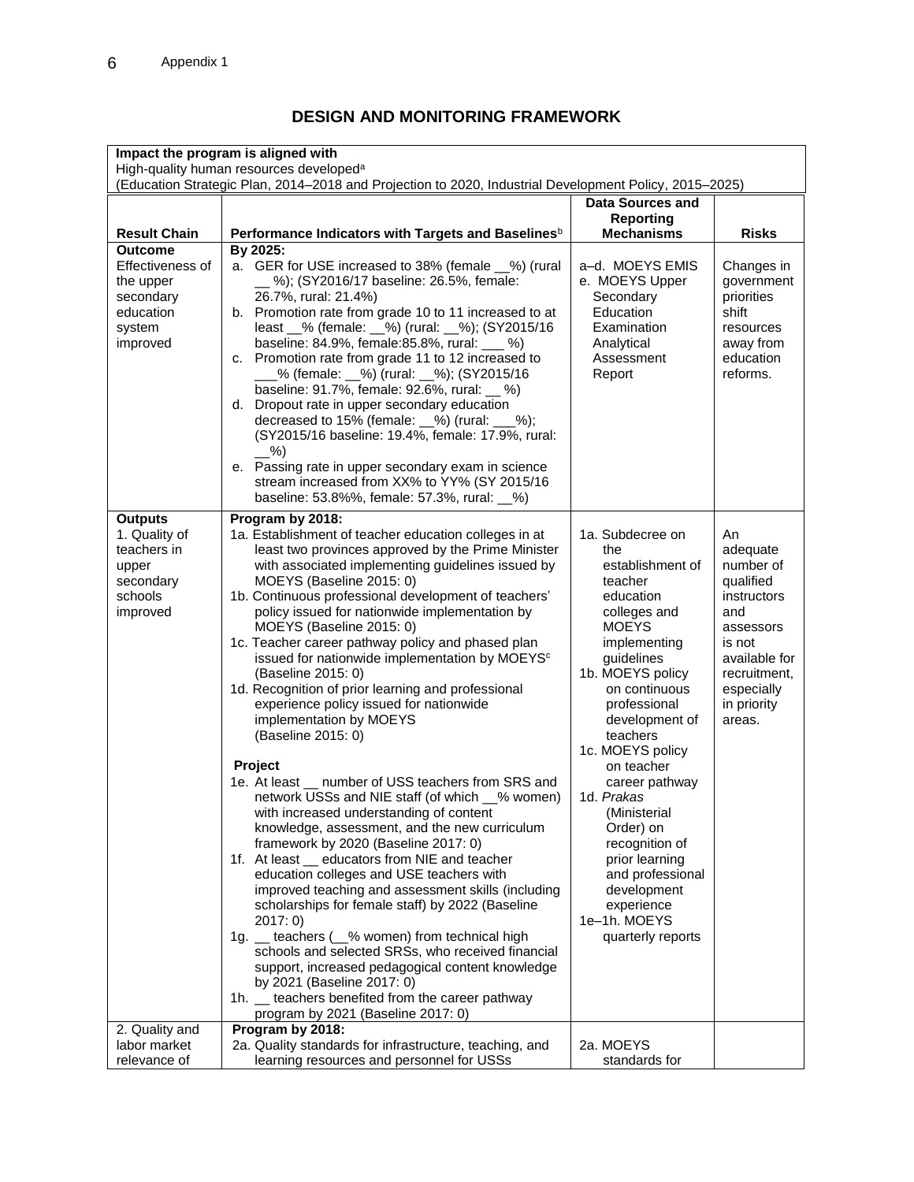# DESIGN AND MONITORING FRAMEWORK

| Impact the program is aligned with | | | |
|---|---|---|---|
| High-quality human resources developed[a] (Education Strategic Plan, 2014–2018 and Projection to 2020, Industrial Development Policy, 2015–2025) | | | |
| **Result Chain** | **Performance Indicators with Targets and Baselines**[b] | **Data Sources and Reporting Mechanisms** | **Risks** |
| **Outcome** Effectiveness of the upper secondary education system improved | **By 2025:** a. GER for USE increased to 38% (female __%) (rural __ %); (SY2016/17 baseline: 26.5%, female: 26.7%, rural: 21.4%) b. Promotion rate from grade 10 to 11 increased to at least __% (female: __%) (rural: __%); (SY2015/16 baseline: 84.9%, female:85.8%, rural: ___ %) c. Promotion rate from grade 11 to 12 increased to ___% (female: __%) (rural: __%); (SY2015/16 baseline: 91.7%, female: 92.6%, rural: __ %) d. Dropout rate in upper secondary education decreased to 15% (female: __%) (rural: ___%); (SY2015/16 baseline: 19.4%, female: 17.9%, rural: __%) e. Passing rate in upper secondary exam in science stream increased from XX% to YY% (SY 2015/16 baseline: 53.8%%, female: 57.3%, rural: __%) | a–d. MOEYS EMIS e. MOEYS Upper Secondary Education Examination Analytical Assessment Report | Changes in government priorities shift resources away from education reforms. |
| **Outputs** 1. Quality of teachers in upper secondary schools improved | **Program by 2018:** 1a. Establishment of teacher education colleges in at least two provinces approved by the Prime Minister with associated implementing guidelines issued by MOEYS (Baseline 2015: 0) 1b. Continuous professional development of teachers' policy issued for nationwide implementation by MOEYS (Baseline 2015: 0) 1c. Teacher career pathway policy and phased plan issued for nationwide implementation by MOEYS[c] (Baseline 2015: 0) 1d. Recognition of prior learning and professional experience policy issued for nationwide implementation by MOEYS (Baseline 2015: 0) **Project** 1e. At least __ number of USS teachers from SRS and network USSs and NIE staff (of which __% women) with increased understanding of content knowledge, assessment, and the new curriculum framework by 2020 (Baseline 2017: 0) 1f. At least __ educators from NIE and teacher education colleges and USE teachers with improved teaching and assessment skills (including scholarships for female staff) by 2022 (Baseline 2017: 0) 1g. __ teachers (__% women) from technical high schools and selected SRSs, who received financial support, increased pedagogical content knowledge by 2021 (Baseline 2017: 0) 1h. __ teachers benefited from the career pathway program by 2021 (Baseline 2017: 0) | 1a. Subdecree on the establishment of teacher education colleges and MOEYS implementing guidelines 1b. MOEYS policy on continuous professional development of teachers 1c. MOEYS policy on teacher career pathway 1d. *Prakas* (Ministerial Order) on recognition of prior learning and professional development experience 1e–1h. MOEYS quarterly reports | An adequate number of qualified instructors and assessors is not available for recruitment, especially in priority areas. |
| 2. Quality and labor market relevance of | **Program by 2018:** 2a. Quality standards for infrastructure, teaching, and learning resources and personnel for USSs | 2a. MOEYS standards for | |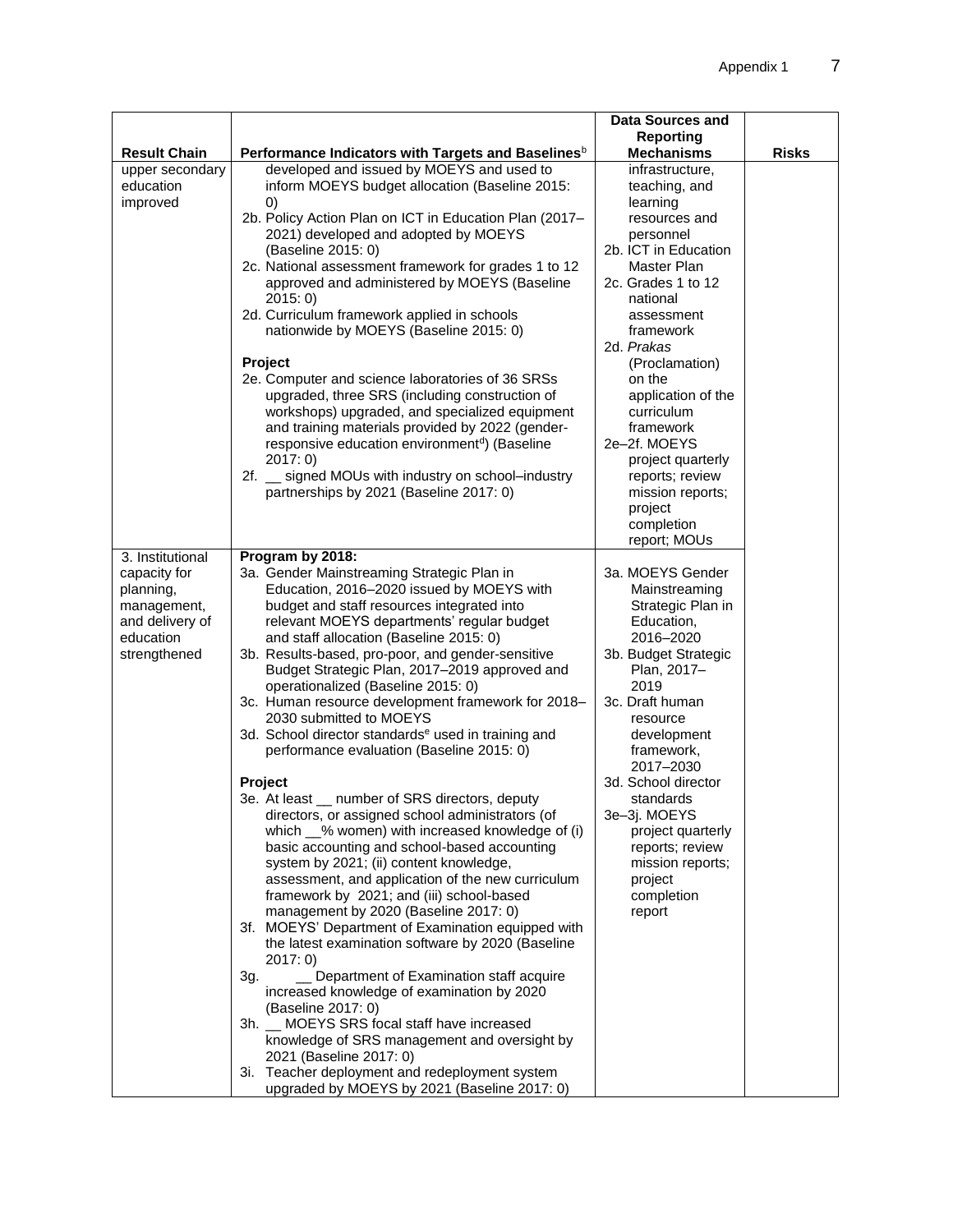| Result Chain | Performance Indicators with Targets and Baselines[b] | Data Sources and Reporting Mechanisms | Risks |
|---|---|---|---|
| upper secondary education improved | developed and issued by MOEYS and used to inform MOEYS budget allocation (Baseline 2015: 0)<br>2b. Policy Action Plan on ICT in Education Plan (2017–2021) developed and adopted by MOEYS (Baseline 2015: 0)<br>2c. National assessment framework for grades 1 to 12 approved and administered by MOEYS (Baseline 2015: 0)<br>2d. Curriculum framework applied in schools nationwide by MOEYS (Baseline 2015: 0)<br><br>**Project**<br>2e. Computer and science laboratories of 36 SRSs upgraded, three SRS (including construction of workshops) upgraded, and specialized equipment and training materials provided by 2022 (gender-responsive education environment[d]) (Baseline 2017: 0)<br>2f. __ signed MOUs with industry on school–industry partnerships by 2021 (Baseline 2017: 0) | infrastructure, teaching, and learning resources and personnel<br>2b. ICT in Education Master Plan<br>2c. Grades 1 to 12 national assessment framework<br>2d. *Prakas* (Proclamation) on the application of the curriculum framework<br>2e–2f. MOEYS project quarterly reports; review mission reports; project completion report; MOUs | |
| 3. Institutional capacity for planning, management, and delivery of education strengthened | **Program by 2018:**<br>3a. Gender Mainstreaming Strategic Plan in Education, 2016–2020 issued by MOEYS with budget and staff resources integrated into relevant MOEYS departments' regular budget and staff allocation (Baseline 2015: 0)<br>3b. Results-based, pro-poor, and gender-sensitive Budget Strategic Plan, 2017–2019 approved and operationalized (Baseline 2015: 0)<br>3c. Human resource development framework for 2018–2030 submitted to MOEYS<br>3d. School director standards[e] used in training and performance evaluation (Baseline 2015: 0)<br><br>**Project**<br>3e. At least __ number of SRS directors, deputy directors, or assigned school administrators (of which __% women) with increased knowledge of (i) basic accounting and school-based accounting system by 2021; (ii) content knowledge, assessment, and application of the new curriculum framework by 2021; and (iii) school-based management by 2020 (Baseline 2017: 0)<br>3f. MOEYS' Department of Examination equipped with the latest examination software by 2020 (Baseline 2017: 0)<br>3g. __ Department of Examination staff acquire increased knowledge of examination by 2020 (Baseline 2017: 0)<br>3h. __ MOEYS SRS focal staff have increased knowledge of SRS management and oversight by 2021 (Baseline 2017: 0)<br>3i. Teacher deployment and redeployment system upgraded by MOEYS by 2021 (Baseline 2017: 0) | 3a. MOEYS Gender Mainstreaming Strategic Plan in Education, 2016–2020<br>3b. Budget Strategic Plan, 2017–2019<br>3c. Draft human resource development framework, 2017–2030<br>3d. School director standards<br>3e–3j. MOEYS project quarterly reports; review mission reports; project completion report | |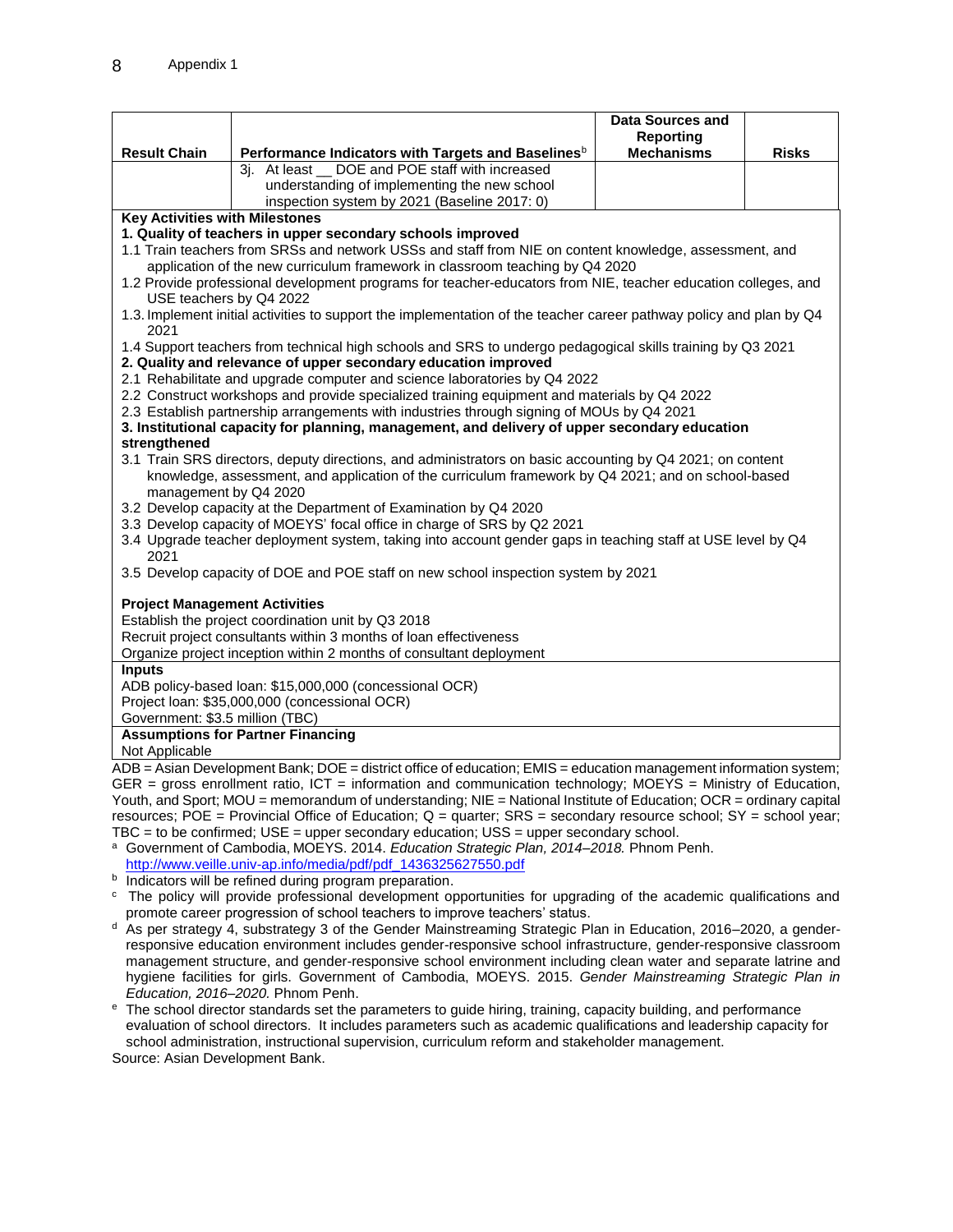| Result Chain | Performance Indicators with Targets and Baselines[b] | Data Sources and Reporting Mechanisms | Risks |
|---|---|---|---|
| | 3j. At least __ DOE and POE staff with increased understanding of implementing the new school inspection system by 2021 (Baseline 2017: 0) | | |

**Key Activities with Milestones**

**1. Quality of teachers in upper secondary schools improved**

1.1 Train teachers from SRSs and network USSs and staff from NIE on content knowledge, assessment, and application of the new curriculum framework in classroom teaching by Q4 2020

1.2 Provide professional development programs for teacher-educators from NIE, teacher education colleges, and USE teachers by Q4 2022

1.3. Implement initial activities to support the implementation of the teacher career pathway policy and plan by Q4 2021

1.4 Support teachers from technical high schools and SRS to undergo pedagogical skills training by Q3 2021

**2. Quality and relevance of upper secondary education improved**

2.1 Rehabilitate and upgrade computer and science laboratories by Q4 2022

2.2 Construct workshops and provide specialized training equipment and materials by Q4 2022

2.3 Establish partnership arrangements with industries through signing of MOUs by Q4 2021

**3. Institutional capacity for planning, management, and delivery of upper secondary education strengthened**

3.1 Train SRS directors, deputy directions, and administrators on basic accounting by Q4 2021; on content knowledge, assessment, and application of the curriculum framework by Q4 2021; and on school-based management by Q4 2020

3.2 Develop capacity at the Department of Examination by Q4 2020

3.3 Develop capacity of MOEYS' focal office in charge of SRS by Q2 2021

3.4 Upgrade teacher deployment system, taking into account gender gaps in teaching staff at USE level by Q4 2021

3.5 Develop capacity of DOE and POE staff on new school inspection system by 2021

**Project Management Activities**

Establish the project coordination unit by Q3 2018

Recruit project consultants within 3 months of loan effectiveness

Organize project inception within 2 months of consultant deployment

**Inputs**

ADB policy-based loan: $15,000,000 (concessional OCR)

Project loan: $35,000,000 (concessional OCR)

Government: $3.5 million (TBC)

**Assumptions for Partner Financing**

Not Applicable

ADB = Asian Development Bank; DOE = district office of education; EMIS = education management information system; GER = gross enrollment ratio, ICT = information and communication technology; MOEYS = Ministry of Education, Youth, and Sport; MOU = memorandum of understanding; NIE = National Institute of Education; OCR = ordinary capital resources; POE = Provincial Office of Education; Q = quarter; SRS = secondary resource school; SY = school year; TBC = to be confirmed; USE = upper secondary education; USS = upper secondary school.

[a] Government of Cambodia, MOEYS. 2014. *Education Strategic Plan, 2014–2018.* Phnom Penh. http://www.veille.univ-ap.info/media/pdf/pdf_1436325627550.pdf

[b] Indicators will be refined during program preparation.

[c] The policy will provide professional development opportunities for upgrading of the academic qualifications and promote career progression of school teachers to improve teachers' status.

[d] As per strategy 4, substrategy 3 of the Gender Mainstreaming Strategic Plan in Education, 2016–2020, a gender-responsive education environment includes gender-responsive school infrastructure, gender-responsive classroom management structure, and gender-responsive school environment including clean water and separate latrine and hygiene facilities for girls. Government of Cambodia, MOEYS. 2015. *Gender Mainstreaming Strategic Plan in Education, 2016–2020.* Phnom Penh.

[e] The school director standards set the parameters to guide hiring, training, capacity building, and performance evaluation of school directors. It includes parameters such as academic qualifications and leadership capacity for school administration, instructional supervision, curriculum reform and stakeholder management.

Source: Asian Development Bank.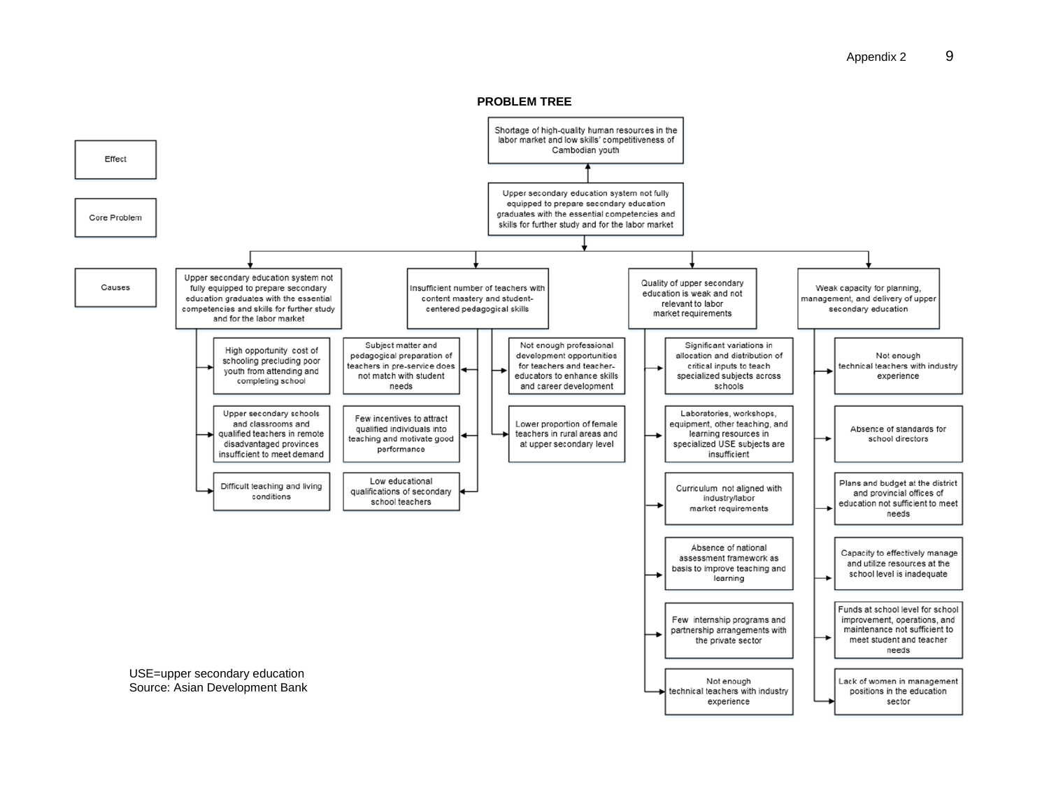Appendix 2

## PROBLEM TREE

**Effect**

- Shortage of high-quality human resources in the labor market and low skills' competitiveness of Cambodian youth

**Core Problem**

- Upper secondary education system not fully equipped to prepare secondary education graduates with the essential competencies and skills for further study and for the labor market

**Causes**

1. Upper secondary education system not fully equipped to prepare secondary education graduates with the essential competencies and skills for further study and for the labor market
   - High opportunity cost of schooling precluding poor youth from attending and completing school
   - Upper secondary schools and classrooms and qualified teachers in remote disadvantaged provinces insufficient to meet demand
   - Difficult teaching and living conditions

2. Insufficient number of teachers with content mastery and student-centered pedagogical skills
   - Subject matter and pedagogical preparation of teachers in pre-service does not match with student needs
   - Few incentives to attract qualified individuals into teaching and motivate good performance
   - Low educational qualifications of secondary school teachers
   - Not enough professional development opportunities for teachers and teacher-educators to enhance skills and career development
   - Lower proportion of female teachers in rural areas and at upper secondary level

3. Quality of upper secondary education is weak and not relevant to labor market requirements
   - Significant variations in allocation and distribution of critical inputs to teach specialized subjects across schools
   - Laboratories, workshops, equipment, other teaching, and learning resources in specialized USE subjects are insufficient
   - Curriculum not aligned with industry/labor market requirements
   - Absence of national assessment framework as basis to improve teaching and learning
   - Few internship programs and partnership arrangements with the private sector
   - Not enough technical teachers with industry experience

4. Weak capacity for planning, management, and delivery of upper secondary education
   - Not enough technical teachers with industry experience
   - Absence of standards for school directors
   - Plans and budget at the district and provincial offices of education not sufficient to meet needs
   - Capacity to effectively manage and utilize resources at the school level is inadequate
   - Funds at school level for school improvement, operations, and maintenance not sufficient to meet student and teacher needs
   - Lack of women in management positions in the education sector

USE=upper secondary education
Source: Asian Development Bank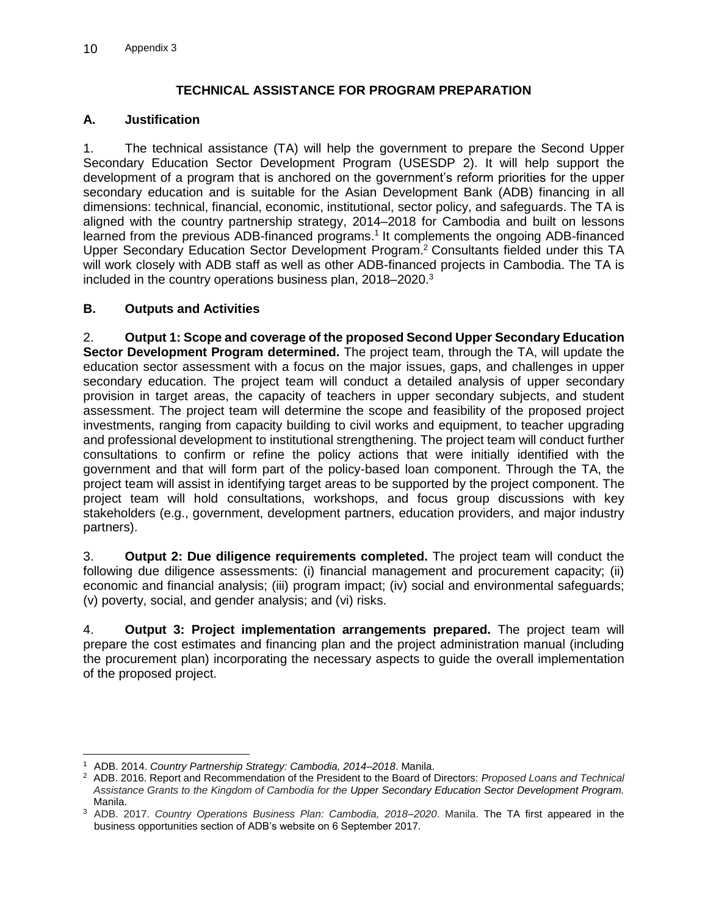## TECHNICAL ASSISTANCE FOR PROGRAM PREPARATION

### A. Justification

1. The technical assistance (TA) will help the government to prepare the Second Upper Secondary Education Sector Development Program (USESDP 2). It will help support the development of a program that is anchored on the government's reform priorities for the upper secondary education and is suitable for the Asian Development Bank (ADB) financing in all dimensions: technical, financial, economic, institutional, sector policy, and safeguards. The TA is aligned with the country partnership strategy, 2014–2018 for Cambodia and built on lessons learned from the previous ADB-financed programs.[1] It complements the ongoing ADB-financed Upper Secondary Education Sector Development Program.[2] Consultants fielded under this TA will work closely with ADB staff as well as other ADB-financed projects in Cambodia. The TA is included in the country operations business plan, 2018–2020.[3]

### B. Outputs and Activities

2. **Output 1: Scope and coverage of the proposed Second Upper Secondary Education Sector Development Program determined.** The project team, through the TA, will update the education sector assessment with a focus on the major issues, gaps, and challenges in upper secondary education. The project team will conduct a detailed analysis of upper secondary provision in target areas, the capacity of teachers in upper secondary subjects, and student assessment. The project team will determine the scope and feasibility of the proposed project investments, ranging from capacity building to civil works and equipment, to teacher upgrading and professional development to institutional strengthening. The project team will conduct further consultations to confirm or refine the policy actions that were initially identified with the government and that will form part of the policy-based loan component. Through the TA, the project team will assist in identifying target areas to be supported by the project component. The project team will hold consultations, workshops, and focus group discussions with key stakeholders (e.g., government, development partners, education providers, and major industry partners).

3. **Output 2: Due diligence requirements completed.** The project team will conduct the following due diligence assessments: (i) financial management and procurement capacity; (ii) economic and financial analysis; (iii) program impact; (iv) social and environmental safeguards; (v) poverty, social, and gender analysis; and (vi) risks.

4. **Output 3: Project implementation arrangements prepared.** The project team will prepare the cost estimates and financing plan and the project administration manual (including the procurement plan) incorporating the necessary aspects to guide the overall implementation of the proposed project.

---

[1] ADB. 2014. *Country Partnership Strategy: Cambodia, 2014–2018*. Manila.

[2] ADB. 2016. Report and Recommendation of the President to the Board of Directors: *Proposed Loans and Technical Assistance Grants to the Kingdom of Cambodia for the Upper Secondary Education Sector Development Program.* Manila.

[3] ADB. 2017. *Country Operations Business Plan: Cambodia, 2018–2020*. Manila. The TA first appeared in the business opportunities section of ADB's website on 6 September 2017.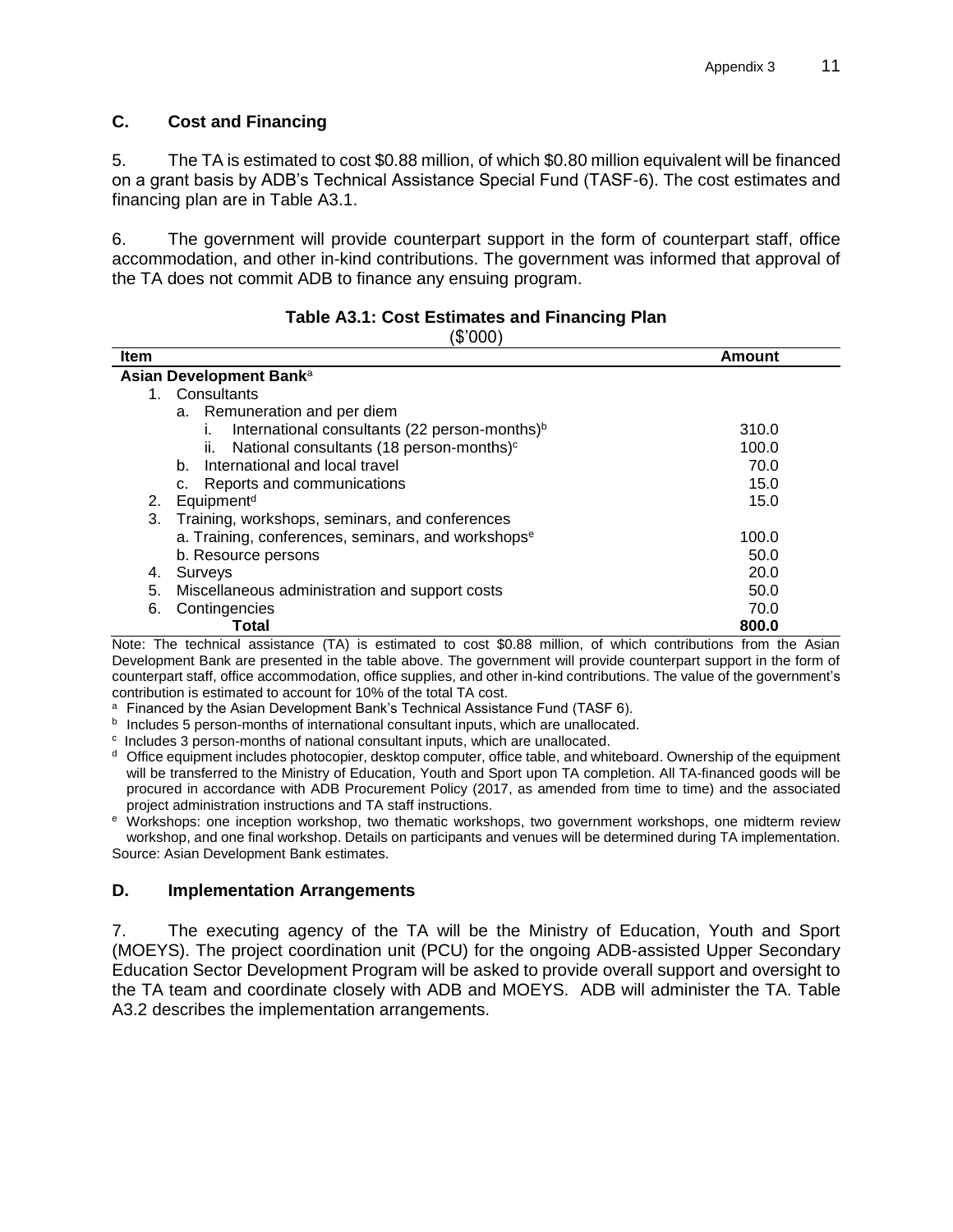## C. Cost and Financing

5. The TA is estimated to cost $0.88 million, of which $0.80 million equivalent will be financed on a grant basis by ADB's Technical Assistance Special Fund (TASF-6). The cost estimates and financing plan are in Table A3.1.

6. The government will provide counterpart support in the form of counterpart staff, office accommodation, and other in-kind contributions. The government was informed that approval of the TA does not commit ADB to finance any ensuing program.

**Table A3.1: Cost Estimates and Financing Plan**
($'000)

| Item | Amount |
|---|---|
| **Asian Development Bank**[a] | |
| 1. Consultants | |
| a. Remuneration and per diem | |
| i. International consultants (22 person-months)[b] | 310.0 |
| ii. National consultants (18 person-months)[c] | 100.0 |
| b. International and local travel | 70.0 |
| c. Reports and communications | 15.0 |
| 2. Equipment[d] | 15.0 |
| 3. Training, workshops, seminars, and conferences | |
| a. Training, conferences, seminars, and workshops[e] | 100.0 |
| b. Resource persons | 50.0 |
| 4. Surveys | 20.0 |
| 5. Miscellaneous administration and support costs | 50.0 |
| 6. Contingencies | 70.0 |
| **Total** | **800.0** |

Note: The technical assistance (TA) is estimated to cost $0.88 million, of which contributions from the Asian Development Bank are presented in the table above. The government will provide counterpart support in the form of counterpart staff, office accommodation, office supplies, and other in-kind contributions. The value of the government's contribution is estimated to account for 10% of the total TA cost.

[a] Financed by the Asian Development Bank's Technical Assistance Fund (TASF 6).

[b] Includes 5 person-months of international consultant inputs, which are unallocated.

[c] Includes 3 person-months of national consultant inputs, which are unallocated.

[d] Office equipment includes photocopier, desktop computer, office table, and whiteboard. Ownership of the equipment will be transferred to the Ministry of Education, Youth and Sport upon TA completion. All TA-financed goods will be procured in accordance with ADB Procurement Policy (2017, as amended from time to time) and the associated project administration instructions and TA staff instructions.

[e] Workshops: one inception workshop, two thematic workshops, two government workshops, one midterm review workshop, and one final workshop. Details on participants and venues will be determined during TA implementation.

Source: Asian Development Bank estimates.

## D. Implementation Arrangements

7. The executing agency of the TA will be the Ministry of Education, Youth and Sport (MOEYS). The project coordination unit (PCU) for the ongoing ADB-assisted Upper Secondary Education Sector Development Program will be asked to provide overall support and oversight to the TA team and coordinate closely with ADB and MOEYS. ADB will administer the TA. Table A3.2 describes the implementation arrangements.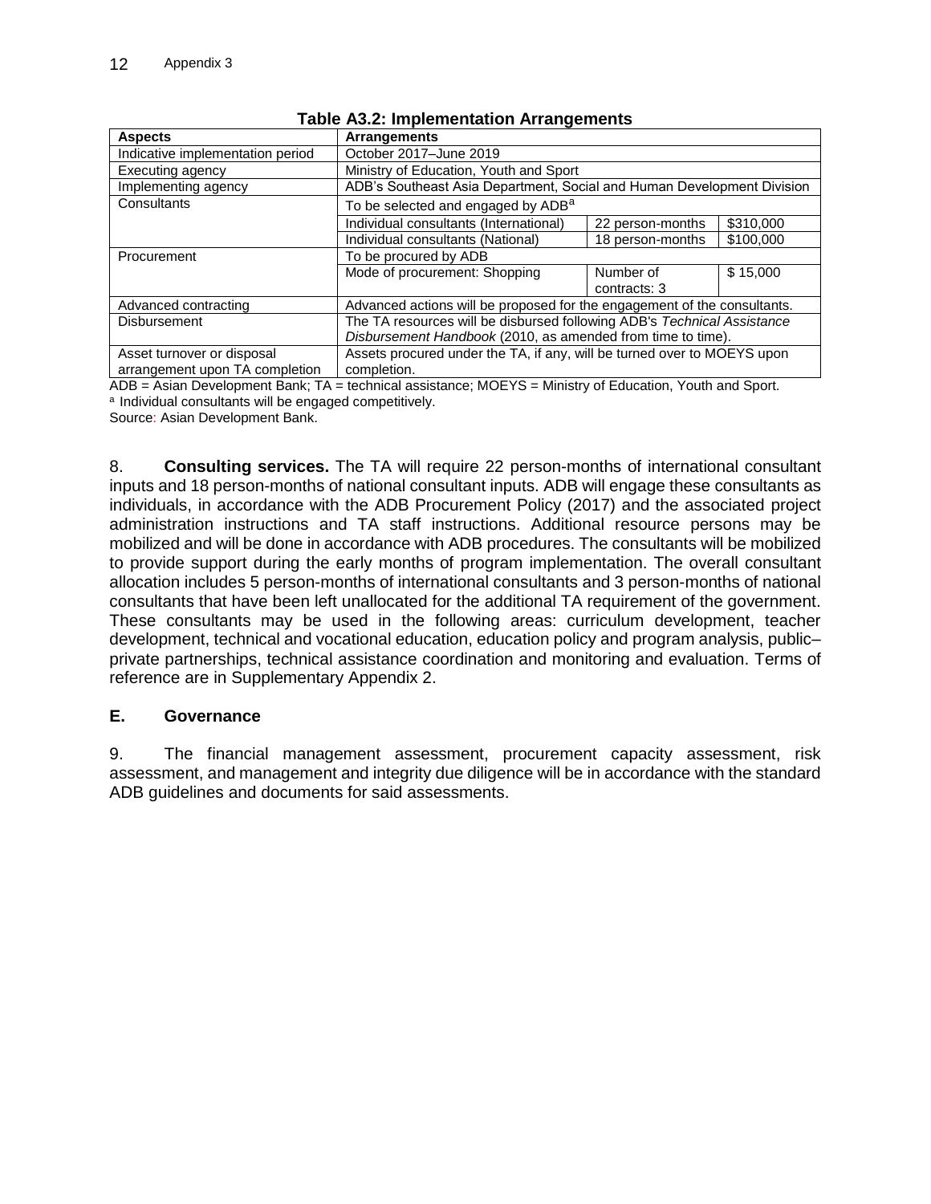**Table A3.2: Implementation Arrangements**

| Aspects | Arrangements | | |
|---|---|---|---|
| Indicative implementation period | October 2017–June 2019 | | |
| Executing agency | Ministry of Education, Youth and Sport | | |
| Implementing agency | ADB's Southeast Asia Department, Social and Human Development Division | | |
| Consultants | To be selected and engaged by ADB[a] | | |
| | Individual consultants (International) | 22 person-months | $310,000 |
| | Individual consultants (National) | 18 person-months | $100,000 |
| Procurement | To be procured by ADB | | |
| | Mode of procurement: Shopping | Number of contracts: 3 | $ 15,000 |
| Advanced contracting | Advanced actions will be proposed for the engagement of the consultants. | | |
| Disbursement | The TA resources will be disbursed following ADB's *Technical Assistance Disbursement Handbook* (2010, as amended from time to time). | | |
| Asset turnover or disposal arrangement upon TA completion | Assets procured under the TA, if any, will be turned over to MOEYS upon completion. | | |

ADB = Asian Development Bank; TA = technical assistance; MOEYS = Ministry of Education, Youth and Sport.
[a] Individual consultants will be engaged competitively.
Source: Asian Development Bank.

8. **Consulting services.** The TA will require 22 person-months of international consultant inputs and 18 person-months of national consultant inputs. ADB will engage these consultants as individuals, in accordance with the ADB Procurement Policy (2017) and the associated project administration instructions and TA staff instructions. Additional resource persons may be mobilized and will be done in accordance with ADB procedures. The consultants will be mobilized to provide support during the early months of program implementation. The overall consultant allocation includes 5 person-months of international consultants and 3 person-months of national consultants that have been left unallocated for the additional TA requirement of the government. These consultants may be used in the following areas: curriculum development, teacher development, technical and vocational education, education policy and program analysis, public–private partnerships, technical assistance coordination and monitoring and evaluation. Terms of reference are in Supplementary Appendix 2.

## E. Governance

9. The financial management assessment, procurement capacity assessment, risk assessment, and management and integrity due diligence will be in accordance with the standard ADB guidelines and documents for said assessments.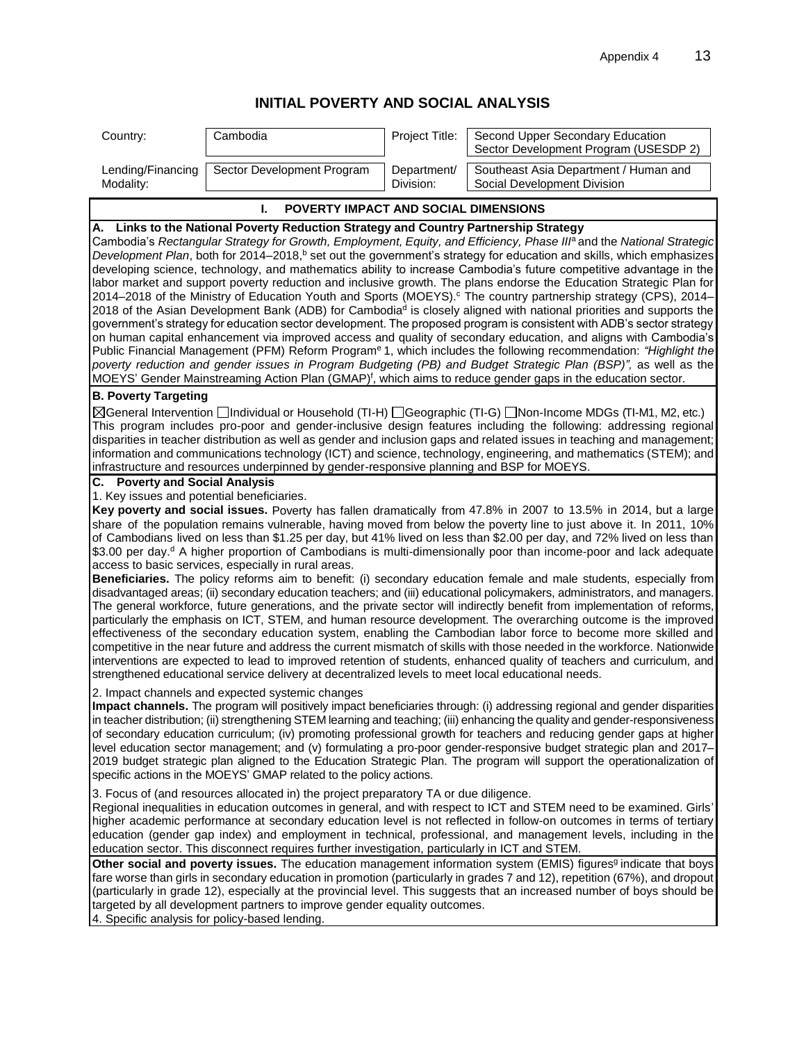# INITIAL POVERTY AND SOCIAL ANALYSIS

| Country: | Cambodia | Project Title: | Second Upper Secondary Education Sector Development Program (USESDP 2) |
|---|---|---|---|
| Lending/Financing Modality: | Sector Development Program | Department/ Division: | Southeast Asia Department / Human and Social Development Division |

## I. POVERTY IMPACT AND SOCIAL DIMENSIONS

**A. Links to the National Poverty Reduction Strategy and Country Partnership Strategy**

Cambodia's *Rectangular Strategy for Growth, Employment, Equity, and Efficiency, Phase III*[a] and the *National Strategic Development Plan*, both for 2014–2018,[b] set out the government's strategy for education and skills, which emphasizes developing science, technology, and mathematics ability to increase Cambodia's future competitive advantage in the labor market and support poverty reduction and inclusive growth. The plans endorse the Education Strategic Plan for 2014–2018 of the Ministry of Education Youth and Sports (MOEYS).[c] The country partnership strategy (CPS), 2014–2018 of the Asian Development Bank (ADB) for Cambodia[d] is closely aligned with national priorities and supports the government's strategy for education sector development. The proposed program is consistent with ADB's sector strategy on human capital enhancement via improved access and quality of secondary education, and aligns with Cambodia's Public Financial Management (PFM) Reform Program[e] 1, which includes the following recommendation: *"Highlight the poverty reduction and gender issues in Program Budgeting (PB) and Budget Strategic Plan (BSP)",* as well as the MOEYS' Gender Mainstreaming Action Plan (GMAP)[f], which aims to reduce gender gaps in the education sector.

**B. Poverty Targeting**

☒General Intervention ☐Individual or Household (TI-H) ☐Geographic (TI-G) ☐Non-Income MDGs (TI-M1, M2, etc.)

This program includes pro-poor and gender-inclusive design features including the following: addressing regional disparities in teacher distribution as well as gender and inclusion gaps and related issues in teaching and management; information and communications technology (ICT) and science, technology, engineering, and mathematics (STEM); and infrastructure and resources underpinned by gender-responsive planning and BSP for MOEYS.

**C. Poverty and Social Analysis**

1. Key issues and potential beneficiaries.

**Key poverty and social issues.** Poverty has fallen dramatically from 47.8% in 2007 to 13.5% in 2014, but a large share of the population remains vulnerable, having moved from below the poverty line to just above it. In 2011, 10% of Cambodians lived on less than \$1.25 per day, but 41% lived on less than \$2.00 per day, and 72% lived on less than \$3.00 per day.[d] A higher proportion of Cambodians is multi-dimensionally poor than income-poor and lack adequate access to basic services, especially in rural areas.

**Beneficiaries.** The policy reforms aim to benefit: (i) secondary education female and male students, especially from disadvantaged areas; (ii) secondary education teachers; and (iii) educational policymakers, administrators, and managers. The general workforce, future generations, and the private sector will indirectly benefit from implementation of reforms, particularly the emphasis on ICT, STEM, and human resource development. The overarching outcome is the improved effectiveness of the secondary education system, enabling the Cambodian labor force to become more skilled and competitive in the near future and address the current mismatch of skills with those needed in the workforce. Nationwide interventions are expected to lead to improved retention of students, enhanced quality of teachers and curriculum, and strengthened educational service delivery at decentralized levels to meet local educational needs.

2. Impact channels and expected systemic changes

**Impact channels.** The program will positively impact beneficiaries through: (i) addressing regional and gender disparities in teacher distribution; (ii) strengthening STEM learning and teaching; (iii) enhancing the quality and gender-responsiveness of secondary education curriculum; (iv) promoting professional growth for teachers and reducing gender gaps at higher level education sector management; and (v) formulating a pro-poor gender-responsive budget strategic plan and 2017–2019 budget strategic plan aligned to the Education Strategic Plan. The program will support the operationalization of specific actions in the MOEYS' GMAP related to the policy actions.

3. Focus of (and resources allocated in) the project preparatory TA or due diligence.

Regional inequalities in education outcomes in general, and with respect to ICT and STEM need to be examined. Girls' higher academic performance at secondary education level is not reflected in follow-on outcomes in terms of tertiary education (gender gap index) and employment in technical, professional, and management levels, including in the education sector. This disconnect requires further investigation, particularly in ICT and STEM.

**Other social and poverty issues.** The education management information system (EMIS) figures[g] indicate that boys fare worse than girls in secondary education in promotion (particularly in grades 7 and 12), repetition (67%), and dropout (particularly in grade 12), especially at the provincial level. This suggests that an increased number of boys should be targeted by all development partners to improve gender equality outcomes.

4. Specific analysis for policy-based lending.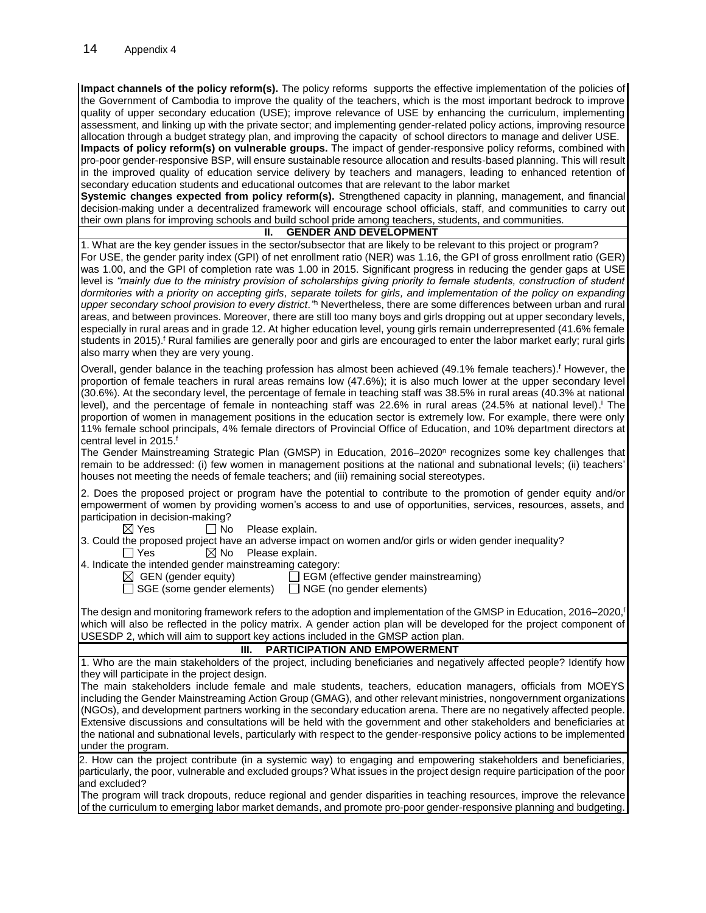**Impact channels of the policy reform(s).** The policy reforms supports the effective implementation of the policies of the Government of Cambodia to improve the quality of the teachers, which is the most important bedrock to improve quality of upper secondary education (USE); improve relevance of USE by enhancing the curriculum, implementing assessment, and linking up with the private sector; and implementing gender-related policy actions, improving resource allocation through a budget strategy plan, and improving the capacity of school directors to manage and deliver USE.

**Impacts of policy reform(s) on vulnerable groups.** The impact of gender-responsive policy reforms, combined with pro-poor gender-responsive BSP, will ensure sustainable resource allocation and results-based planning. This will result in the improved quality of education service delivery by teachers and managers, leading to enhanced retention of secondary education students and educational outcomes that are relevant to the labor market

**Systemic changes expected from policy reform(s).** Strengthened capacity in planning, management, and financial decision-making under a decentralized framework will encourage school officials, staff, and communities to carry out their own plans for improving schools and build school pride among teachers, students, and communities.

## II. GENDER AND DEVELOPMENT

1. What are the key gender issues in the sector/subsector that are likely to be relevant to this project or program?

For USE, the gender parity index (GPI) of net enrollment ratio (NER) was 1.16, the GPI of gross enrollment ratio (GER) was 1.00, and the GPI of completion rate was 1.00 in 2015. Significant progress in reducing the gender gaps at USE level is *"mainly due to the ministry provision of scholarships giving priority to female students, construction of student dormitories with a priority on accepting girls, separate toilets for girls, and implementation of the policy on expanding upper secondary school provision to every district."*[h] Nevertheless, there are some differences between urban and rural areas, and between provinces. Moreover, there are still too many boys and girls dropping out at upper secondary levels, especially in rural areas and in grade 12. At higher education level, young girls remain underrepresented (41.6% female students in 2015).[f] Rural families are generally poor and girls are encouraged to enter the labor market early; rural girls also marry when they are very young.

Overall, gender balance in the teaching profession has almost been achieved (49.1% female teachers).[f] However, the proportion of female teachers in rural areas remains low (47.6%); it is also much lower at the upper secondary level (30.6%). At the secondary level, the percentage of female in teaching staff was 38.5% in rural areas (40.3% at national level), and the percentage of female in nonteaching staff was 22.6% in rural areas (24.5% at national level).[i] The proportion of women in management positions in the education sector is extremely low. For example, there were only 11% female school principals, 4% female directors of Provincial Office of Education, and 10% department directors at central level in 2015.[f]

The Gender Mainstreaming Strategic Plan (GMSP) in Education, 2016–2020[n] recognizes some key challenges that remain to be addressed: (i) few women in management positions at the national and subnational levels; (ii) teachers' houses not meeting the needs of female teachers; and (iii) remaining social stereotypes.

2. Does the proposed project or program have the potential to contribute to the promotion of gender equity and/or empowerment of women by providing women's access to and use of opportunities, services, resources, assets, and participation in decision-making?

☒ Yes ☐ No Please explain.

3. Could the proposed project have an adverse impact on women and/or girls or widen gender inequality?

☐ Yes ☒ No Please explain.

4. Indicate the intended gender mainstreaming category:

☒ GEN (gender equity) ☐ EGM (effective gender mainstreaming)
☐ SGE (some gender elements) ☐ NGE (no gender elements)

The design and monitoring framework refers to the adoption and implementation of the GMSP in Education, 2016–2020,[f] which will also be reflected in the policy matrix. A gender action plan will be developed for the project component of USESDP 2, which will aim to support key actions included in the GMSP action plan.

## III. PARTICIPATION AND EMPOWERMENT

1. Who are the main stakeholders of the project, including beneficiaries and negatively affected people? Identify how they will participate in the project design.

The main stakeholders include female and male students, teachers, education managers, officials from MOEYS including the Gender Mainstreaming Action Group (GMAG), and other relevant ministries, nongovernment organizations (NGOs), and development partners working in the secondary education arena. There are no negatively affected people. Extensive discussions and consultations will be held with the government and other stakeholders and beneficiaries at the national and subnational levels, particularly with respect to the gender-responsive policy actions to be implemented under the program.

2. How can the project contribute (in a systemic way) to engaging and empowering stakeholders and beneficiaries, particularly, the poor, vulnerable and excluded groups? What issues in the project design require participation of the poor and excluded?

The program will track dropouts, reduce regional and gender disparities in teaching resources, improve the relevance of the curriculum to emerging labor market demands, and promote pro-poor gender-responsive planning and budgeting.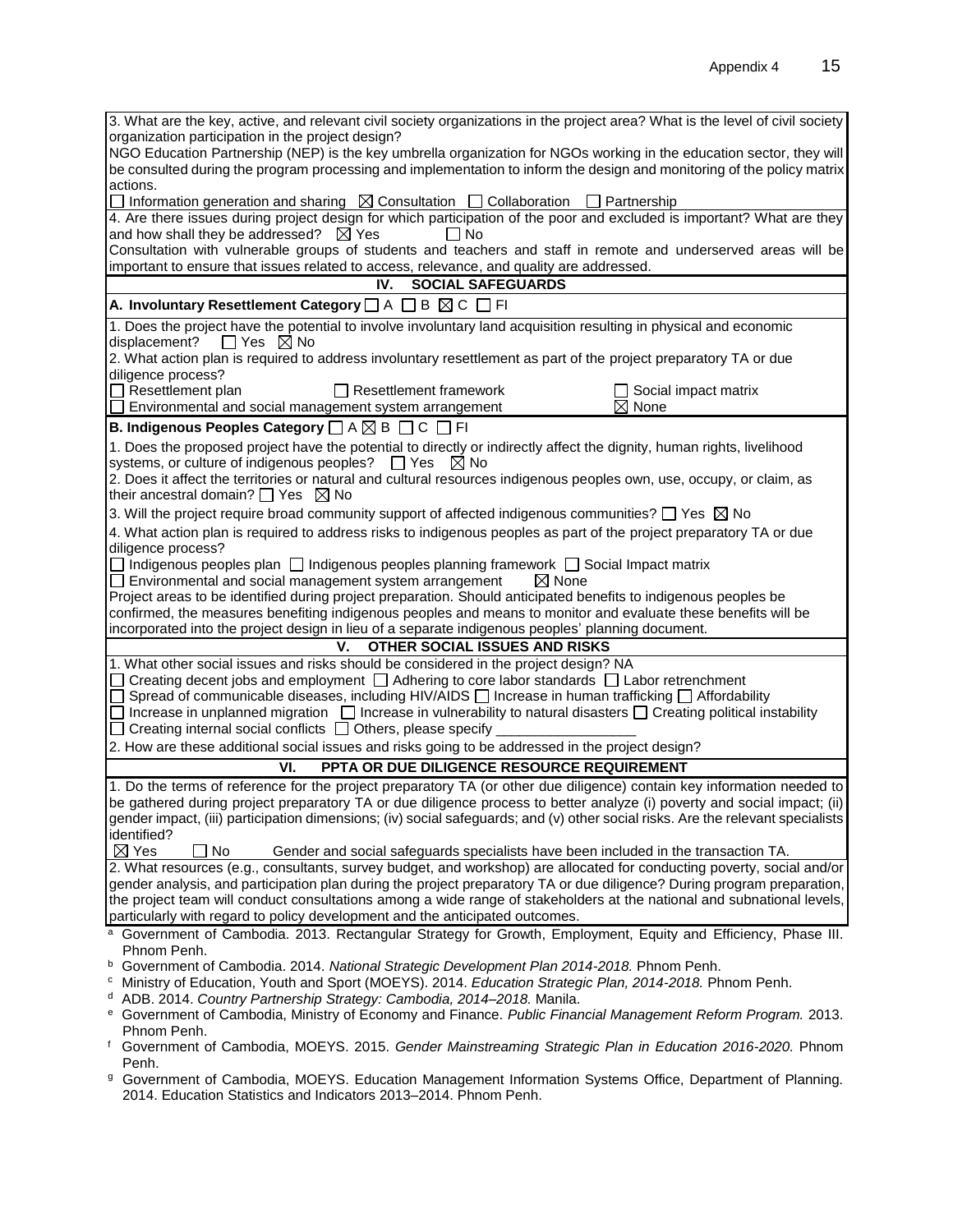3. What are the key, active, and relevant civil society organizations in the project area? What is the level of civil society organization participation in the project design?

NGO Education Partnership (NEP) is the key umbrella organization for NGOs working in the education sector, they will be consulted during the program processing and implementation to inform the design and monitoring of the policy matrix actions.

☐ Information generation and sharing ☒ Consultation ☐ Collaboration ☐ Partnership

4. Are there issues during project design for which participation of the poor and excluded is important? What are they and how shall they be addressed? ☒ Yes ☐ No

Consultation with vulnerable groups of students and teachers and staff in remote and underserved areas will be important to ensure that issues related to access, relevance, and quality are addressed.

## IV. SOCIAL SAFEGUARDS

**A. Involuntary Resettlement Category** ☐ A ☐ B ☒ C ☐ FI

1. Does the project have the potential to involve involuntary land acquisition resulting in physical and economic displacement? ☐ Yes ☒ No

2. What action plan is required to address involuntary resettlement as part of the project preparatory TA or due diligence process?

☐ Resettlement plan ☐ Resettlement framework ☐ Social impact matrix
☐ Environmental and social management system arrangement ☒ None

**B. Indigenous Peoples Category** ☐ A ☒ B ☐ C ☐ FI

1. Does the proposed project have the potential to directly or indirectly affect the dignity, human rights, livelihood systems, or culture of indigenous peoples? ☐ Yes ☒ No

2. Does it affect the territories or natural and cultural resources indigenous peoples own, use, occupy, or claim, as their ancestral domain? ☐ Yes ☒ No

3. Will the project require broad community support of affected indigenous communities? ☐ Yes ☒ No

4. What action plan is required to address risks to indigenous peoples as part of the project preparatory TA or due diligence process?

☐ Indigenous peoples plan ☐ Indigenous peoples planning framework ☐ Social Impact matrix
☐ Environmental and social management system arrangement ☒ None

Project areas to be identified during project preparation. Should anticipated benefits to indigenous peoples be confirmed, the measures benefiting indigenous peoples and means to monitor and evaluate these benefits will be incorporated into the project design in lieu of a separate indigenous peoples' planning document.

## V. OTHER SOCIAL ISSUES AND RISKS

1. What other social issues and risks should be considered in the project design? NA

☐ Creating decent jobs and employment ☐ Adhering to core labor standards ☐ Labor retrenchment
☐ Spread of communicable diseases, including HIV/AIDS ☐ Increase in human trafficking ☐ Affordability
☐ Increase in unplanned migration ☐ Increase in vulnerability to natural disasters ☐ Creating political instability
☐ Creating internal social conflicts ☐ Others, please specify \_\_\_\_\_\_\_\_\_\_\_\_\_\_\_\_\_\_

2. How are these additional social issues and risks going to be addressed in the project design?

## VI. PPTA OR DUE DILIGENCE RESOURCE REQUIREMENT

1. Do the terms of reference for the project preparatory TA (or other due diligence) contain key information needed to be gathered during project preparatory TA or due diligence process to better analyze (i) poverty and social impact; (ii) gender impact, (iii) participation dimensions; (iv) social safeguards; and (v) other social risks. Are the relevant specialists identified?

☒ Yes ☐ No Gender and social safeguards specialists have been included in the transaction TA.

2. What resources (e.g., consultants, survey budget, and workshop) are allocated for conducting poverty, social and/or gender analysis, and participation plan during the project preparatory TA or due diligence? During program preparation, the project team will conduct consultations among a wide range of stakeholders at the national and subnational levels, particularly with regard to policy development and the anticipated outcomes.

[a] Government of Cambodia. 2013. Rectangular Strategy for Growth, Employment, Equity and Efficiency, Phase III. Phnom Penh.

[b] Government of Cambodia. 2014. *National Strategic Development Plan 2014-2018.* Phnom Penh.

[c] Ministry of Education, Youth and Sport (MOEYS). 2014. *Education Strategic Plan, 2014-2018.* Phnom Penh.

[d] ADB. 2014. *Country Partnership Strategy: Cambodia, 2014–2018.* Manila.

[e] Government of Cambodia, Ministry of Economy and Finance. *Public Financial Management Reform Program.* 2013. Phnom Penh.

[f] Government of Cambodia, MOEYS. 2015. *Gender Mainstreaming Strategic Plan in Education 2016-2020.* Phnom Penh.

[g] Government of Cambodia, MOEYS. Education Management Information Systems Office, Department of Planning. 2014. Education Statistics and Indicators 2013–2014. Phnom Penh.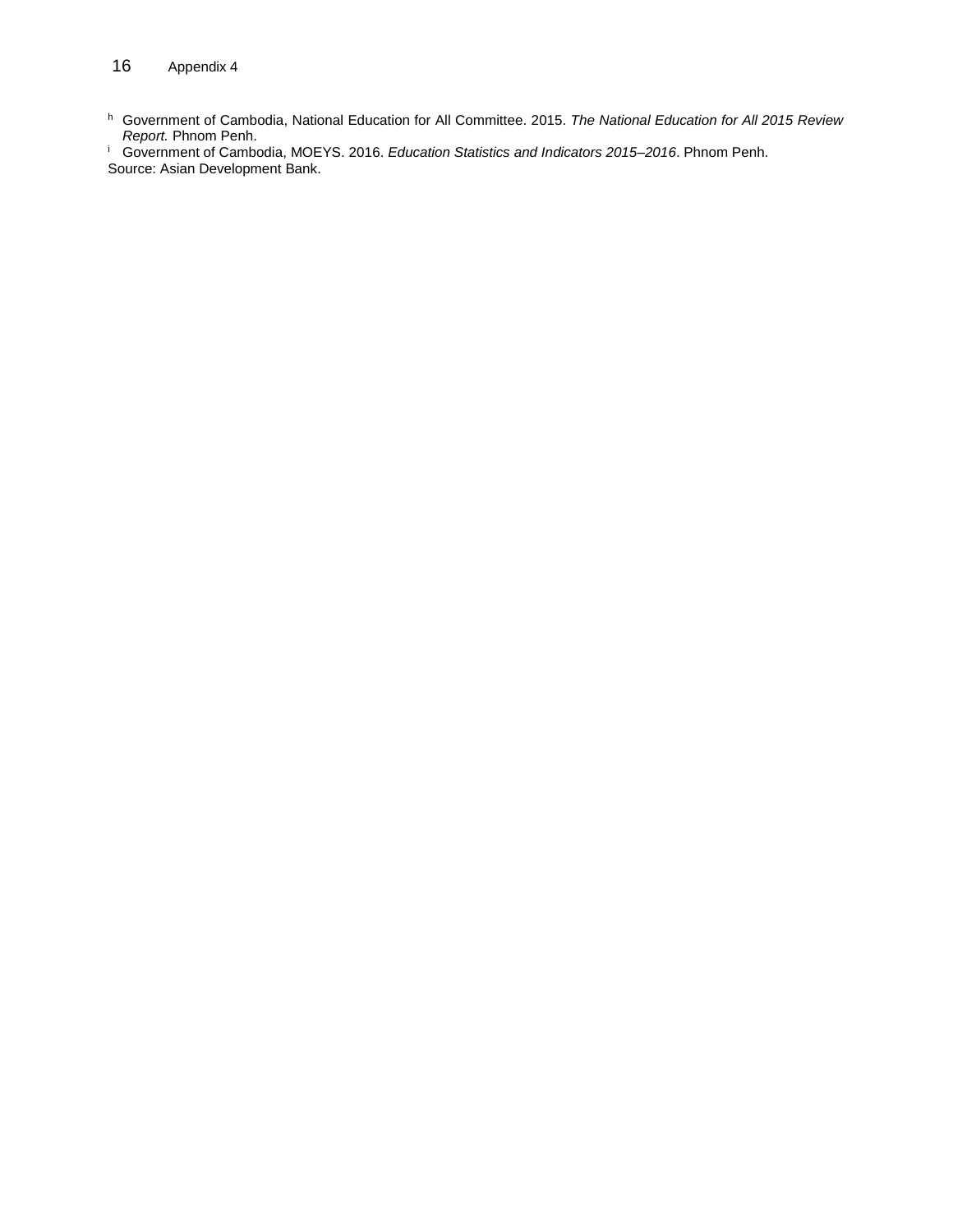[h] Government of Cambodia, National Education for All Committee. 2015. *The National Education for All 2015 Review Report.* Phnom Penh.

[i] Government of Cambodia, MOEYS. 2016. *Education Statistics and Indicators 2015–2016*. Phnom Penh.

Source: Asian Development Bank.